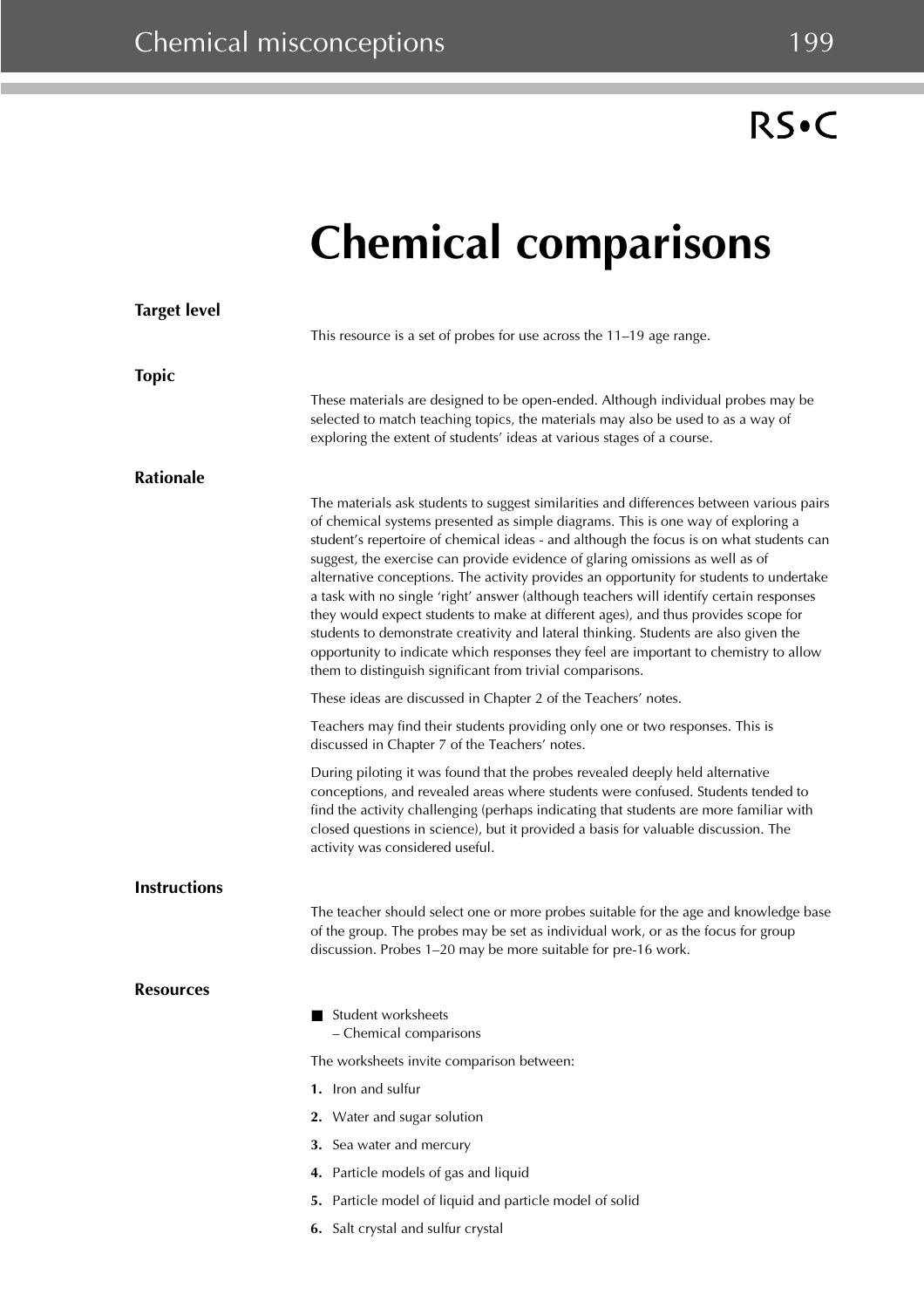# Chemical comparisons

## Target level

This resource is a set of probes for use across the 11–19 age range.

## Topic

These materials are designed to be open-ended. Although individual probes may be selected to match teaching topics, the materials may also be used to as a way of exploring the extent of students' ideas at various stages of a course.

## Rationale

The materials ask students to suggest similarities and differences between various pairs of chemical systems presented as simple diagrams. This is one way of exploring a student's repertoire of chemical ideas - and although the focus is on what students can suggest, the exercise can provide evidence of glaring omissions as well as of alternative conceptions. The activity provides an opportunity for students to undertake a task with no single 'right' answer (although teachers will identify certain responses they would expect students to make at different ages), and thus provides scope for students to demonstrate creativity and lateral thinking. Students are also given the opportunity to indicate which responses they feel are important to chemistry to allow them to distinguish significant from trivial comparisons.

These ideas are discussed in Chapter 2 of the Teachers' notes.

Teachers may find their students providing only one or two responses. This is discussed in Chapter 7 of the Teachers' notes.

During piloting it was found that the probes revealed deeply held alternative conceptions, and revealed areas where students were confused. Students tended to find the activity challenging (perhaps indicating that students are more familiar with closed questions in science), but it provided a basis for valuable discussion. The activity was considered useful.

## Instructions

The teacher should select one or more probes suitable for the age and knowledge base of the group. The probes may be set as individual work, or as the focus for group discussion. Probes 1–20 may be more suitable for pre-16 work.

## Resources

- Student worksheets
  – Chemical comparisons

The worksheets invite comparison between:

1. Iron and sulfur
2. Water and sugar solution
3. Sea water and mercury
4. Particle models of gas and liquid
5. Particle model of liquid and particle model of solid
6. Salt crystal and sulfur crystal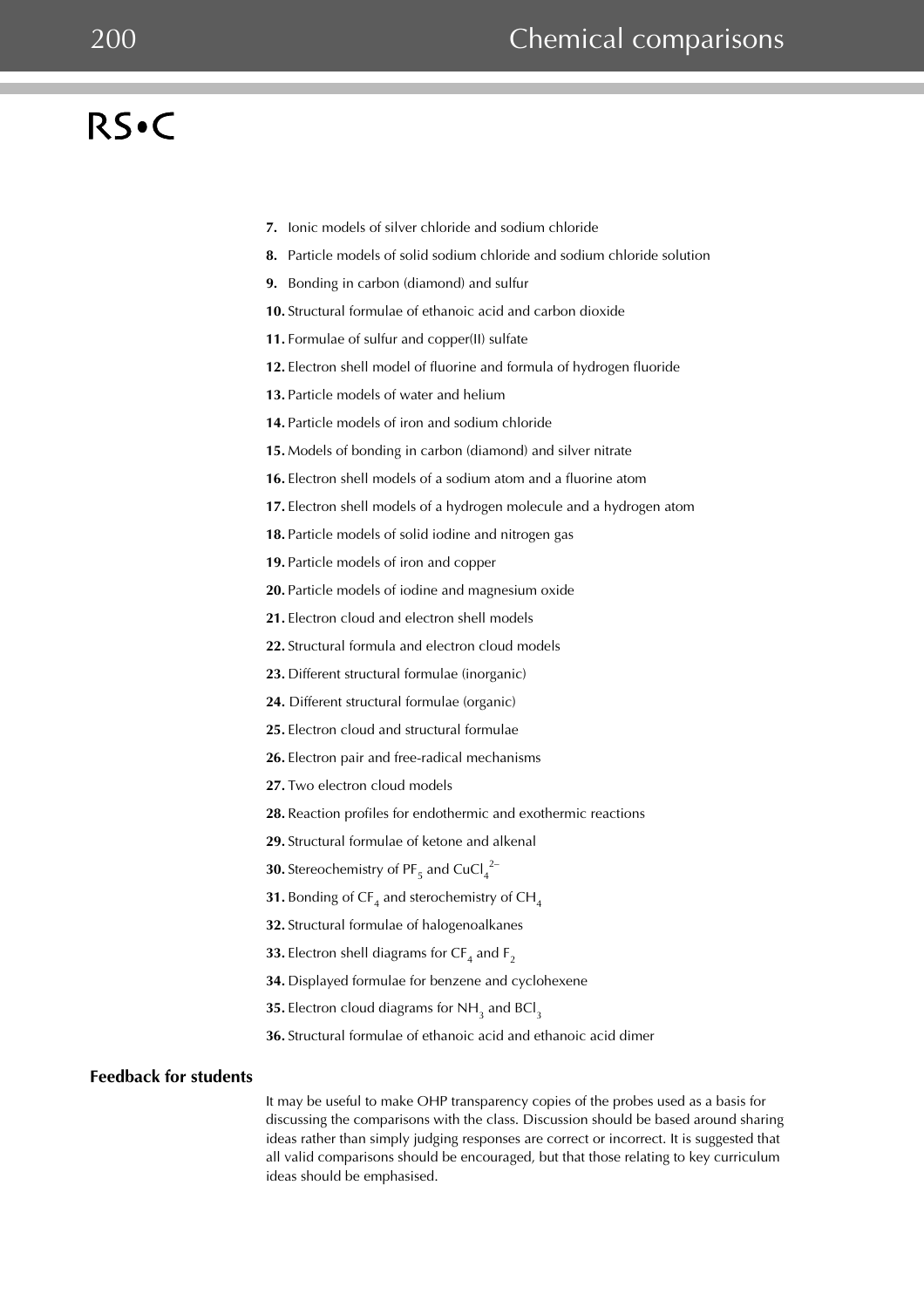7. Ionic models of silver chloride and sodium chloride
8. Particle models of solid sodium chloride and sodium chloride solution
9. Bonding in carbon (diamond) and sulfur
10. Structural formulae of ethanoic acid and carbon dioxide
11. Formulae of sulfur and copper(II) sulfate
12. Electron shell model of fluorine and formula of hydrogen fluoride
13. Particle models of water and helium
14. Particle models of iron and sodium chloride
15. Models of bonding in carbon (diamond) and silver nitrate
16. Electron shell models of a sodium atom and a fluorine atom
17. Electron shell models of a hydrogen molecule and a hydrogen atom
18. Particle models of solid iodine and nitrogen gas
19. Particle models of iron and copper
20. Particle models of iodine and magnesium oxide
21. Electron cloud and electron shell models
22. Structural formula and electron cloud models
23. Different structural formulae (inorganic)
24. Different structural formulae (organic)
25. Electron cloud and structural formulae
26. Electron pair and free-radical mechanisms
27. Two electron cloud models
28. Reaction profiles for endothermic and exothermic reactions
29. Structural formulae of ketone and alkenal
30. Stereochemistry of $PF_5$ and $CuCl_4^{2-}$
31. Bonding of $CF_4$ and sterochemistry of $CH_4$
32. Structural formulae of halogenoalkanes
33. Electron shell diagrams for $CF_4$ and $F_2$
34. Displayed formulae for benzene and cyclohexene
35. Electron cloud diagrams for $NH_3$ and $BCl_3$
36. Structural formulae of ethanoic acid and ethanoic acid dimer

## Feedback for students

It may be useful to make OHP transparency copies of the probes used as a basis for discussing the comparisons with the class. Discussion should be based around sharing ideas rather than simply judging responses are correct or incorrect. It is suggested that all valid comparisons should be encouraged, but that those relating to key curriculum ideas should be emphasised.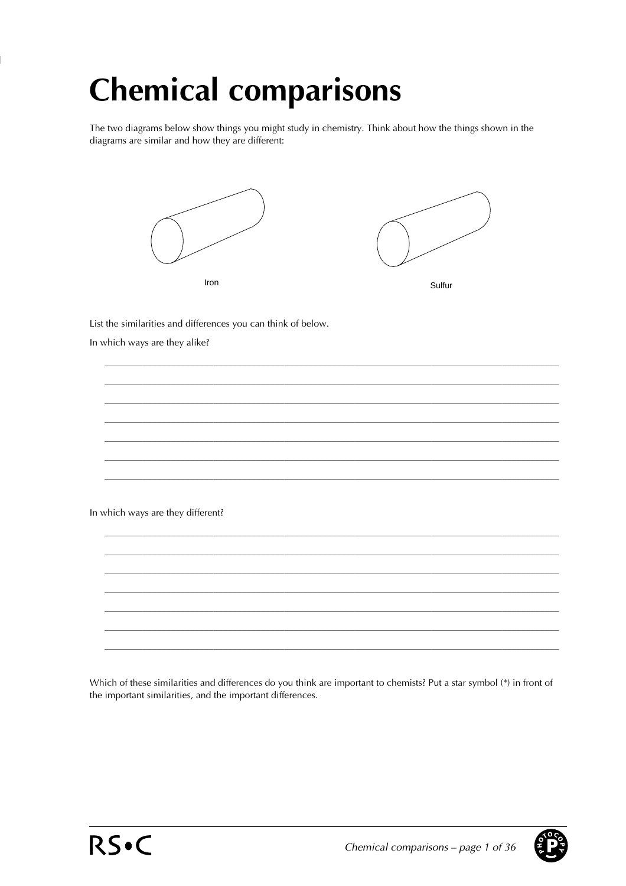# Chemical comparisons

The two diagrams below show things you might study in chemistry. Think about how the things shown in the diagrams are similar and how they are different:

Iron

Sulfur

List the similarities and differences you can think of below.

In which ways are they alike?

______________________________________________________________________________

______________________________________________________________________________

______________________________________________________________________________

______________________________________________________________________________

______________________________________________________________________________

______________________________________________________________________________

______________________________________________________________________________

In which ways are they different?

______________________________________________________________________________

______________________________________________________________________________

______________________________________________________________________________

______________________________________________________________________________

______________________________________________________________________________

______________________________________________________________________________

______________________________________________________________________________

Which of these similarities and differences do you think are important to chemists? Put a star symbol (*) in front of the important similarities, and the important differences.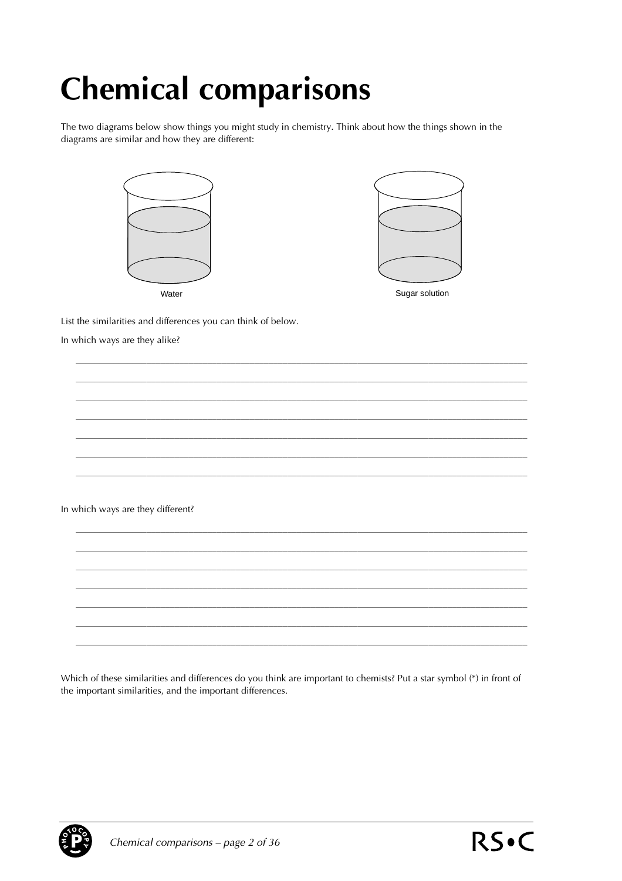# Chemical comparisons

The two diagrams below show things you might study in chemistry. Think about how the things shown in the diagrams are similar and how they are different:

Water

Sugar solution

List the similarities and differences you can think of below.

In which ways are they alike?

_______________________________________________________________________________

_______________________________________________________________________________

_______________________________________________________________________________

_______________________________________________________________________________

_______________________________________________________________________________

_______________________________________________________________________________

_______________________________________________________________________________

In which ways are they different?

_______________________________________________________________________________

_______________________________________________________________________________

_______________________________________________________________________________

_______________________________________________________________________________

_______________________________________________________________________________

_______________________________________________________________________________

_______________________________________________________________________________

Which of these similarities and differences do you think are important to chemists? Put a star symbol (*) in front of the important similarities, and the important differences.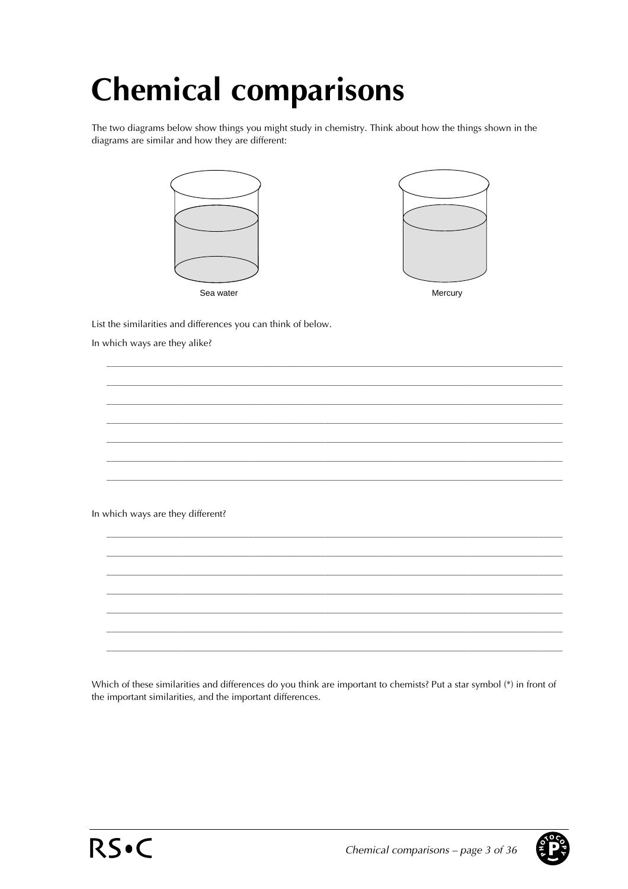# Chemical comparisons

The two diagrams below show things you might study in chemistry. Think about how the things shown in the diagrams are similar and how they are different:

Sea water

Mercury

List the similarities and differences you can think of below.

In which ways are they alike?

_______________________________________________

_______________________________________________

_______________________________________________

_______________________________________________

_______________________________________________

_______________________________________________

_______________________________________________

In which ways are they different?

_______________________________________________

_______________________________________________

_______________________________________________

_______________________________________________

_______________________________________________

_______________________________________________

_______________________________________________

Which of these similarities and differences do you think are important to chemists? Put a star symbol (*) in front of the important similarities, and the important differences.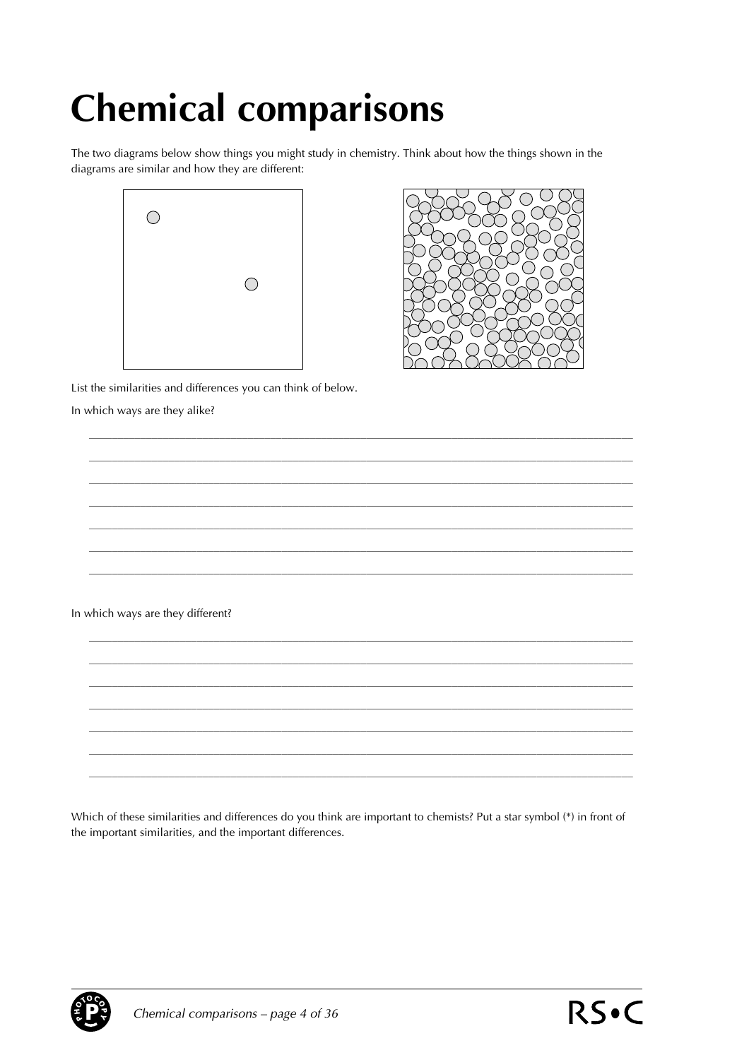# Chemical comparisons

The two diagrams below show things you might study in chemistry. Think about how the things shown in the diagrams are similar and how they are different:

List the similarities and differences you can think of below.

In which ways are they alike?

\_\_\_\_\_\_\_\_\_\_\_\_\_\_\_\_\_\_\_\_\_\_\_\_\_\_\_\_\_\_\_\_\_\_\_\_\_\_\_\_\_\_\_\_\_\_\_\_\_\_\_\_\_\_\_\_\_\_\_\_\_\_\_\_\_\_\_\_\_\_\_\_\_\_\_\_\_\_

\_\_\_\_\_\_\_\_\_\_\_\_\_\_\_\_\_\_\_\_\_\_\_\_\_\_\_\_\_\_\_\_\_\_\_\_\_\_\_\_\_\_\_\_\_\_\_\_\_\_\_\_\_\_\_\_\_\_\_\_\_\_\_\_\_\_\_\_\_\_\_\_\_\_\_\_\_\_

\_\_\_\_\_\_\_\_\_\_\_\_\_\_\_\_\_\_\_\_\_\_\_\_\_\_\_\_\_\_\_\_\_\_\_\_\_\_\_\_\_\_\_\_\_\_\_\_\_\_\_\_\_\_\_\_\_\_\_\_\_\_\_\_\_\_\_\_\_\_\_\_\_\_\_\_\_\_

\_\_\_\_\_\_\_\_\_\_\_\_\_\_\_\_\_\_\_\_\_\_\_\_\_\_\_\_\_\_\_\_\_\_\_\_\_\_\_\_\_\_\_\_\_\_\_\_\_\_\_\_\_\_\_\_\_\_\_\_\_\_\_\_\_\_\_\_\_\_\_\_\_\_\_\_\_\_

\_\_\_\_\_\_\_\_\_\_\_\_\_\_\_\_\_\_\_\_\_\_\_\_\_\_\_\_\_\_\_\_\_\_\_\_\_\_\_\_\_\_\_\_\_\_\_\_\_\_\_\_\_\_\_\_\_\_\_\_\_\_\_\_\_\_\_\_\_\_\_\_\_\_\_\_\_\_

\_\_\_\_\_\_\_\_\_\_\_\_\_\_\_\_\_\_\_\_\_\_\_\_\_\_\_\_\_\_\_\_\_\_\_\_\_\_\_\_\_\_\_\_\_\_\_\_\_\_\_\_\_\_\_\_\_\_\_\_\_\_\_\_\_\_\_\_\_\_\_\_\_\_\_\_\_\_

\_\_\_\_\_\_\_\_\_\_\_\_\_\_\_\_\_\_\_\_\_\_\_\_\_\_\_\_\_\_\_\_\_\_\_\_\_\_\_\_\_\_\_\_\_\_\_\_\_\_\_\_\_\_\_\_\_\_\_\_\_\_\_\_\_\_\_\_\_\_\_\_\_\_\_\_\_\_

In which ways are they different?

\_\_\_\_\_\_\_\_\_\_\_\_\_\_\_\_\_\_\_\_\_\_\_\_\_\_\_\_\_\_\_\_\_\_\_\_\_\_\_\_\_\_\_\_\_\_\_\_\_\_\_\_\_\_\_\_\_\_\_\_\_\_\_\_\_\_\_\_\_\_\_\_\_\_\_\_\_\_

\_\_\_\_\_\_\_\_\_\_\_\_\_\_\_\_\_\_\_\_\_\_\_\_\_\_\_\_\_\_\_\_\_\_\_\_\_\_\_\_\_\_\_\_\_\_\_\_\_\_\_\_\_\_\_\_\_\_\_\_\_\_\_\_\_\_\_\_\_\_\_\_\_\_\_\_\_\_

\_\_\_\_\_\_\_\_\_\_\_\_\_\_\_\_\_\_\_\_\_\_\_\_\_\_\_\_\_\_\_\_\_\_\_\_\_\_\_\_\_\_\_\_\_\_\_\_\_\_\_\_\_\_\_\_\_\_\_\_\_\_\_\_\_\_\_\_\_\_\_\_\_\_\_\_\_\_

\_\_\_\_\_\_\_\_\_\_\_\_\_\_\_\_\_\_\_\_\_\_\_\_\_\_\_\_\_\_\_\_\_\_\_\_\_\_\_\_\_\_\_\_\_\_\_\_\_\_\_\_\_\_\_\_\_\_\_\_\_\_\_\_\_\_\_\_\_\_\_\_\_\_\_\_\_\_

\_\_\_\_\_\_\_\_\_\_\_\_\_\_\_\_\_\_\_\_\_\_\_\_\_\_\_\_\_\_\_\_\_\_\_\_\_\_\_\_\_\_\_\_\_\_\_\_\_\_\_\_\_\_\_\_\_\_\_\_\_\_\_\_\_\_\_\_\_\_\_\_\_\_\_\_\_\_

\_\_\_\_\_\_\_\_\_\_\_\_\_\_\_\_\_\_\_\_\_\_\_\_\_\_\_\_\_\_\_\_\_\_\_\_\_\_\_\_\_\_\_\_\_\_\_\_\_\_\_\_\_\_\_\_\_\_\_\_\_\_\_\_\_\_\_\_\_\_\_\_\_\_\_\_\_\_

\_\_\_\_\_\_\_\_\_\_\_\_\_\_\_\_\_\_\_\_\_\_\_\_\_\_\_\_\_\_\_\_\_\_\_\_\_\_\_\_\_\_\_\_\_\_\_\_\_\_\_\_\_\_\_\_\_\_\_\_\_\_\_\_\_\_\_\_\_\_\_\_\_\_\_\_\_\_

Which of these similarities and differences do you think are important to chemists? Put a star symbol (*) in front of the important similarities, and the important differences.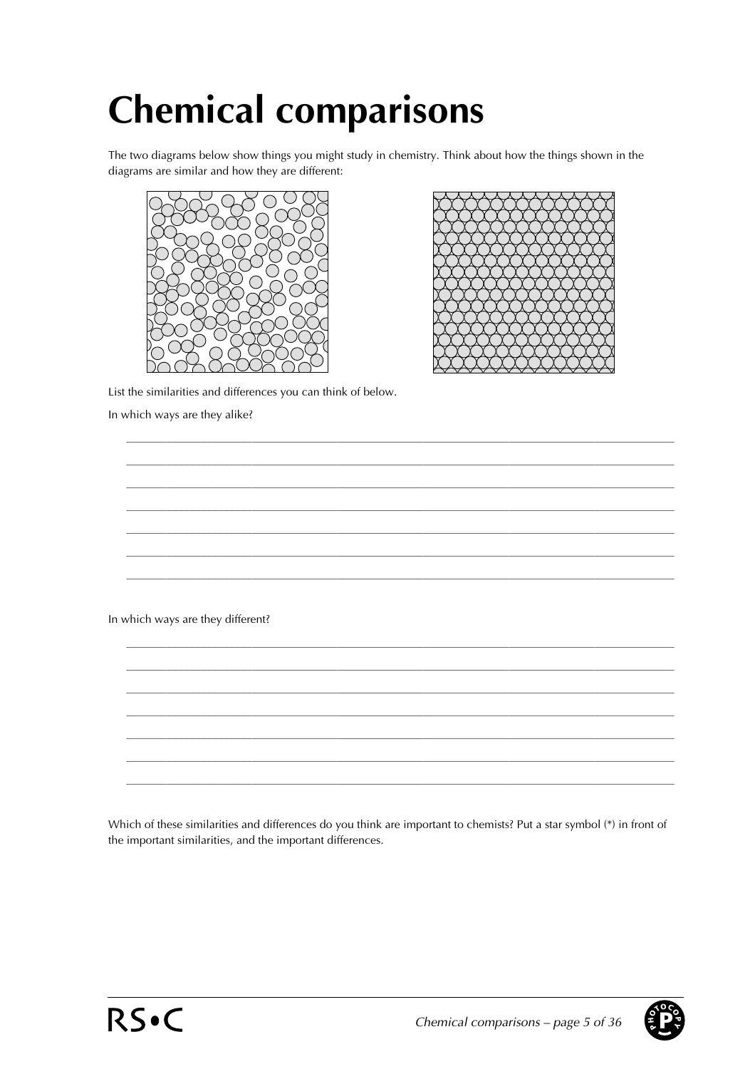# Chemical comparisons

The two diagrams below show things you might study in chemistry. Think about how the things shown in the diagrams are similar and how they are different:

List the similarities and differences you can think of below.

In which ways are they alike?

______________________________________________________________________________

______________________________________________________________________________

______________________________________________________________________________

______________________________________________________________________________

______________________________________________________________________________

______________________________________________________________________________

______________________________________________________________________________

In which ways are they different?

______________________________________________________________________________

______________________________________________________________________________

______________________________________________________________________________

______________________________________________________________________________

______________________________________________________________________________

______________________________________________________________________________

______________________________________________________________________________

Which of these similarities and differences do you think are important to chemists? Put a star symbol (*) in front of the important similarities, and the important differences.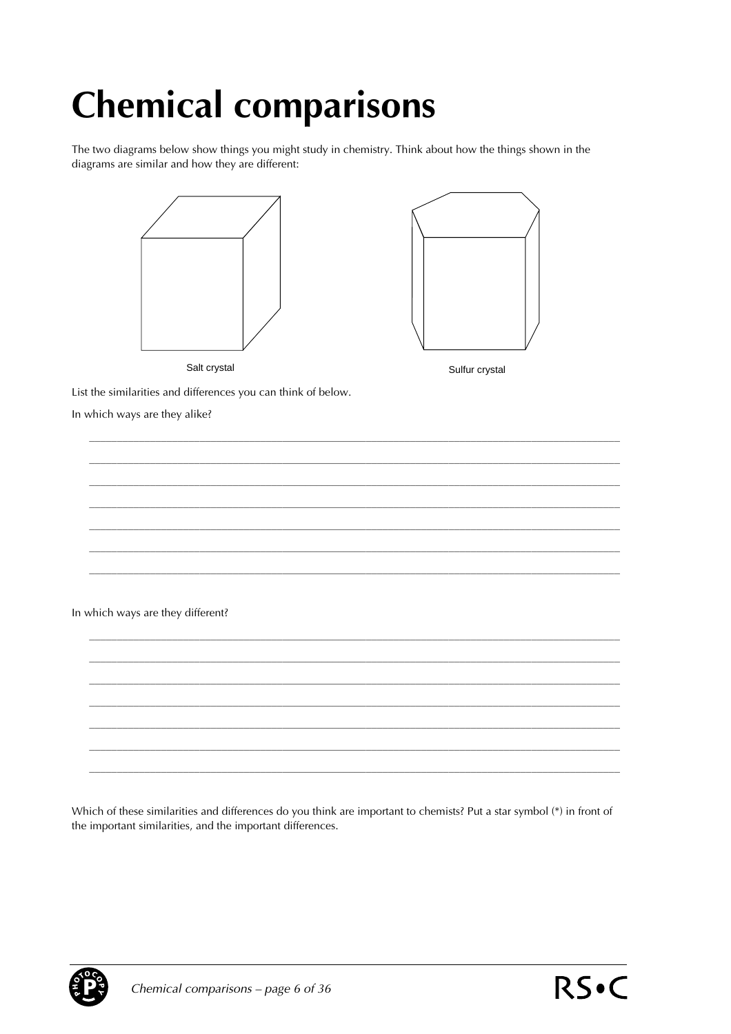# Chemical comparisons

The two diagrams below show things you might study in chemistry. Think about how the things shown in the diagrams are similar and how they are different:

Salt crystal

Sulfur crystal

List the similarities and differences you can think of below.

In which ways are they alike?

_______________________________________________________________________________

_______________________________________________________________________________

_______________________________________________________________________________

_______________________________________________________________________________

_______________________________________________________________________________

_______________________________________________________________________________

_______________________________________________________________________________

In which ways are they different?

_______________________________________________________________________________

_______________________________________________________________________________

_______________________________________________________________________________

_______________________________________________________________________________

_______________________________________________________________________________

_______________________________________________________________________________

_______________________________________________________________________________

Which of these similarities and differences do you think are important to chemists? Put a star symbol (*) in front of the important similarities, and the important differences.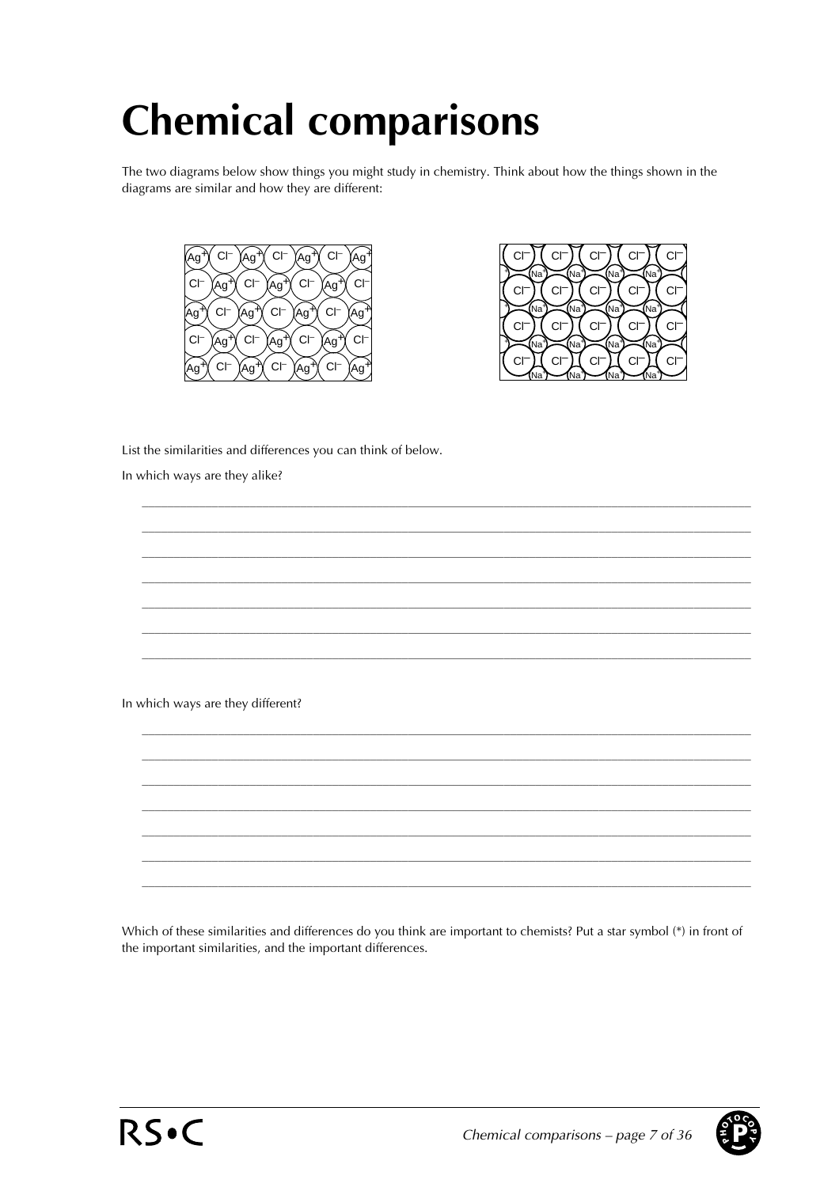# Chemical comparisons

The two diagrams below show things you might study in chemistry. Think about how the things shown in the diagrams are similar and how they are different:

List the similarities and differences you can think of below.

In which ways are they alike?

_______________________________________________________________________________

_______________________________________________________________________________

_______________________________________________________________________________

_______________________________________________________________________________

_______________________________________________________________________________

_______________________________________________________________________________

_______________________________________________________________________________

In which ways are they different?

_______________________________________________________________________________

_______________________________________________________________________________

_______________________________________________________________________________

_______________________________________________________________________________

_______________________________________________________________________________

_______________________________________________________________________________

_______________________________________________________________________________

Which of these similarities and differences do you think are important to chemists? Put a star symbol (*) in front of the important similarities, and the important differences.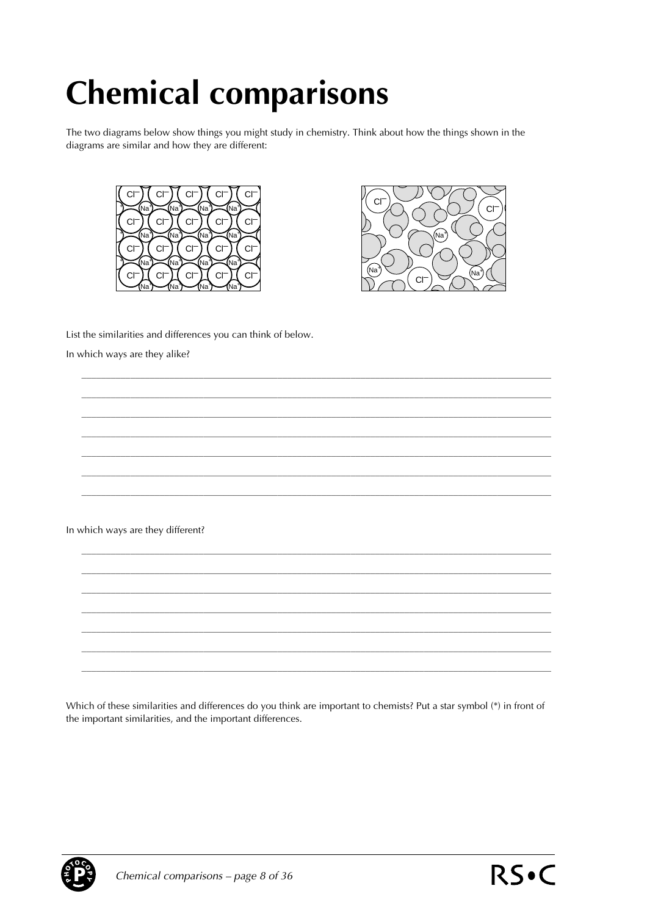# Chemical comparisons

The two diagrams below show things you might study in chemistry. Think about how the things shown in the diagrams are similar and how they are different:

List the similarities and differences you can think of below.

In which ways are they alike?

______________________________________________________________________

______________________________________________________________________

______________________________________________________________________

______________________________________________________________________

______________________________________________________________________

______________________________________________________________________

______________________________________________________________________

In which ways are they different?

______________________________________________________________________

______________________________________________________________________

______________________________________________________________________

______________________________________________________________________

______________________________________________________________________

______________________________________________________________________

______________________________________________________________________

Which of these similarities and differences do you think are important to chemists? Put a star symbol (*) in front of the important similarities, and the important differences.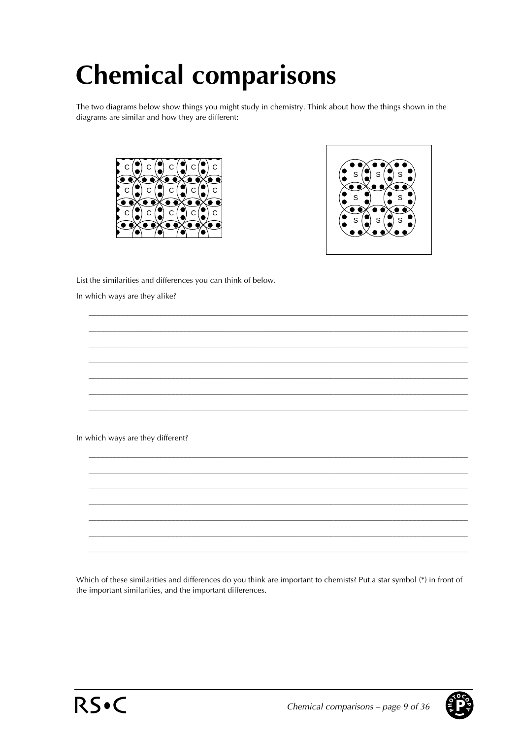# Chemical comparisons

The two diagrams below show things you might study in chemistry. Think about how the things shown in the diagrams are similar and how they are different:

List the similarities and differences you can think of below.

In which ways are they alike?

_______________________________________________________________________________

_______________________________________________________________________________

_______________________________________________________________________________

_______________________________________________________________________________

_______________________________________________________________________________

_______________________________________________________________________________

_______________________________________________________________________________

In which ways are they different?

_______________________________________________________________________________

_______________________________________________________________________________

_______________________________________________________________________________

_______________________________________________________________________________

_______________________________________________________________________________

_______________________________________________________________________________

_______________________________________________________________________________

Which of these similarities and differences do you think are important to chemists? Put a star symbol (*) in front of the important similarities, and the important differences.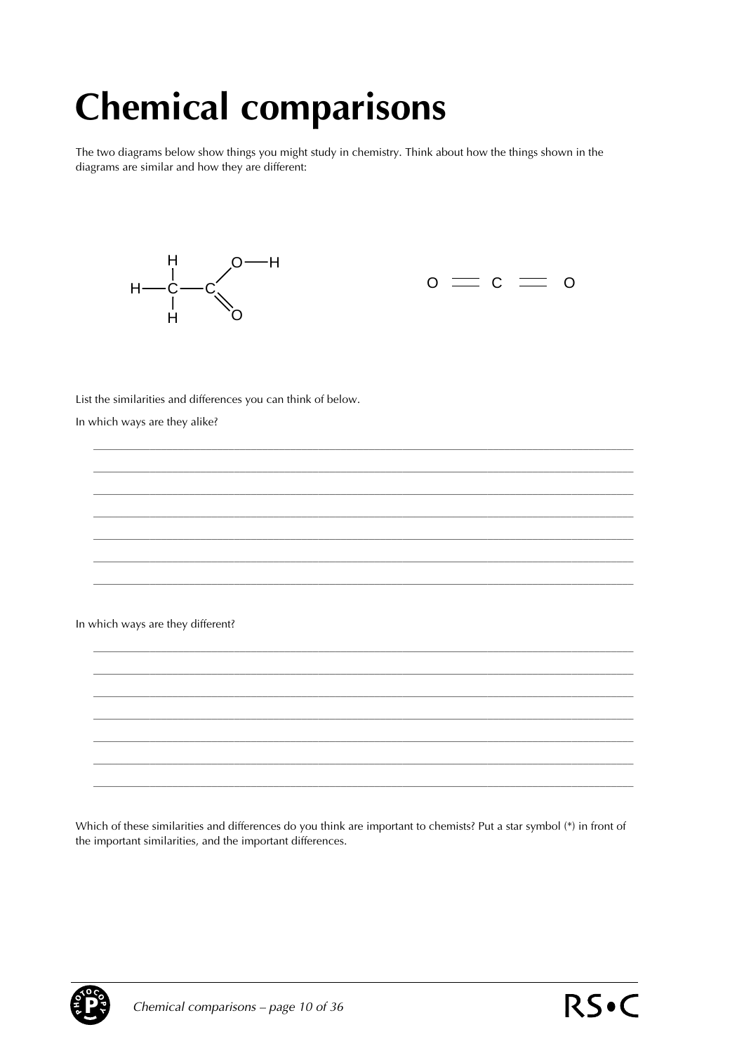# Chemical comparisons

The two diagrams below show things you might study in chemistry. Think about how the things shown in the diagrams are similar and how they are different:

List the similarities and differences you can think of below.

In which ways are they alike?

_______________________________________________________________________________

_______________________________________________________________________________

_______________________________________________________________________________

_______________________________________________________________________________

_______________________________________________________________________________

_______________________________________________________________________________

_______________________________________________________________________________

In which ways are they different?

_______________________________________________________________________________

_______________________________________________________________________________

_______________________________________________________________________________

_______________________________________________________________________________

_______________________________________________________________________________

_______________________________________________________________________________

_______________________________________________________________________________

Which of these similarities and differences do you think are important to chemists? Put a star symbol (*) in front of the important similarities, and the important differences.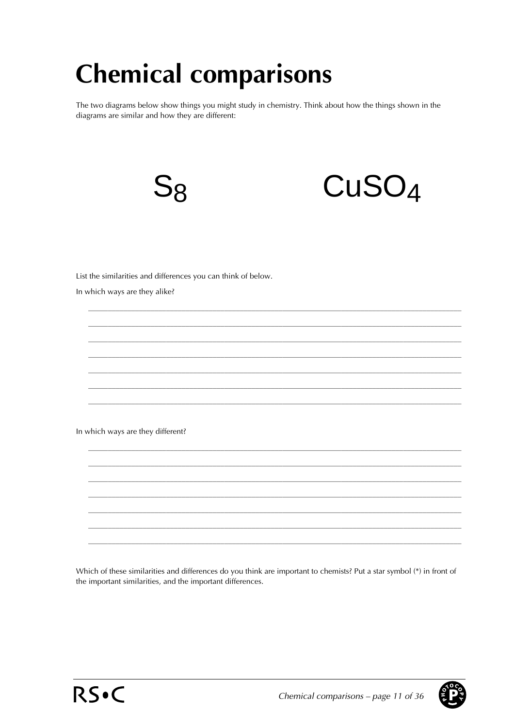# Chemical comparisons

The two diagrams below show things you might study in chemistry. Think about how the things shown in the diagrams are similar and how they are different:

$$S_8 \qquad\qquad CuSO_4$$

List the similarities and differences you can think of below.

In which ways are they alike?

_______________________________________________________________________________

_______________________________________________________________________________

_______________________________________________________________________________

_______________________________________________________________________________

_______________________________________________________________________________

_______________________________________________________________________________

_______________________________________________________________________________

In which ways are they different?

_______________________________________________________________________________

_______________________________________________________________________________

_______________________________________________________________________________

_______________________________________________________________________________

_______________________________________________________________________________

_______________________________________________________________________________

_______________________________________________________________________________

Which of these similarities and differences do you think are important to chemists? Put a star symbol (*) in front of the important similarities, and the important differences.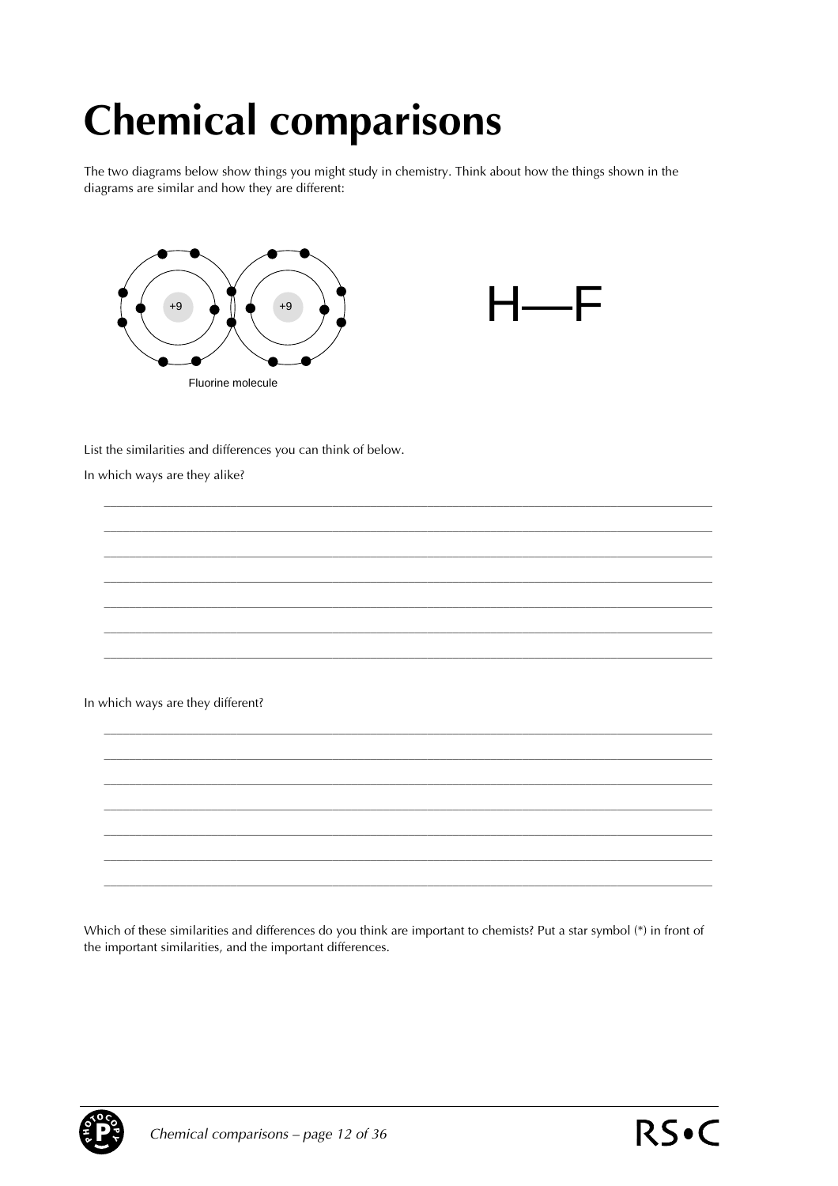# Chemical comparisons

The two diagrams below show things you might study in chemistry. Think about how the things shown in the diagrams are similar and how they are different:

Fluorine molecule

H—F

List the similarities and differences you can think of below.

In which ways are they alike?

_______________________________________________________________________________

_______________________________________________________________________________

_______________________________________________________________________________

_______________________________________________________________________________

_______________________________________________________________________________

_______________________________________________________________________________

_______________________________________________________________________________

In which ways are they different?

_______________________________________________________________________________

_______________________________________________________________________________

_______________________________________________________________________________

_______________________________________________________________________________

_______________________________________________________________________________

_______________________________________________________________________________

_______________________________________________________________________________

Which of these similarities and differences do you think are important to chemists? Put a star symbol (*) in front of the important similarities, and the important differences.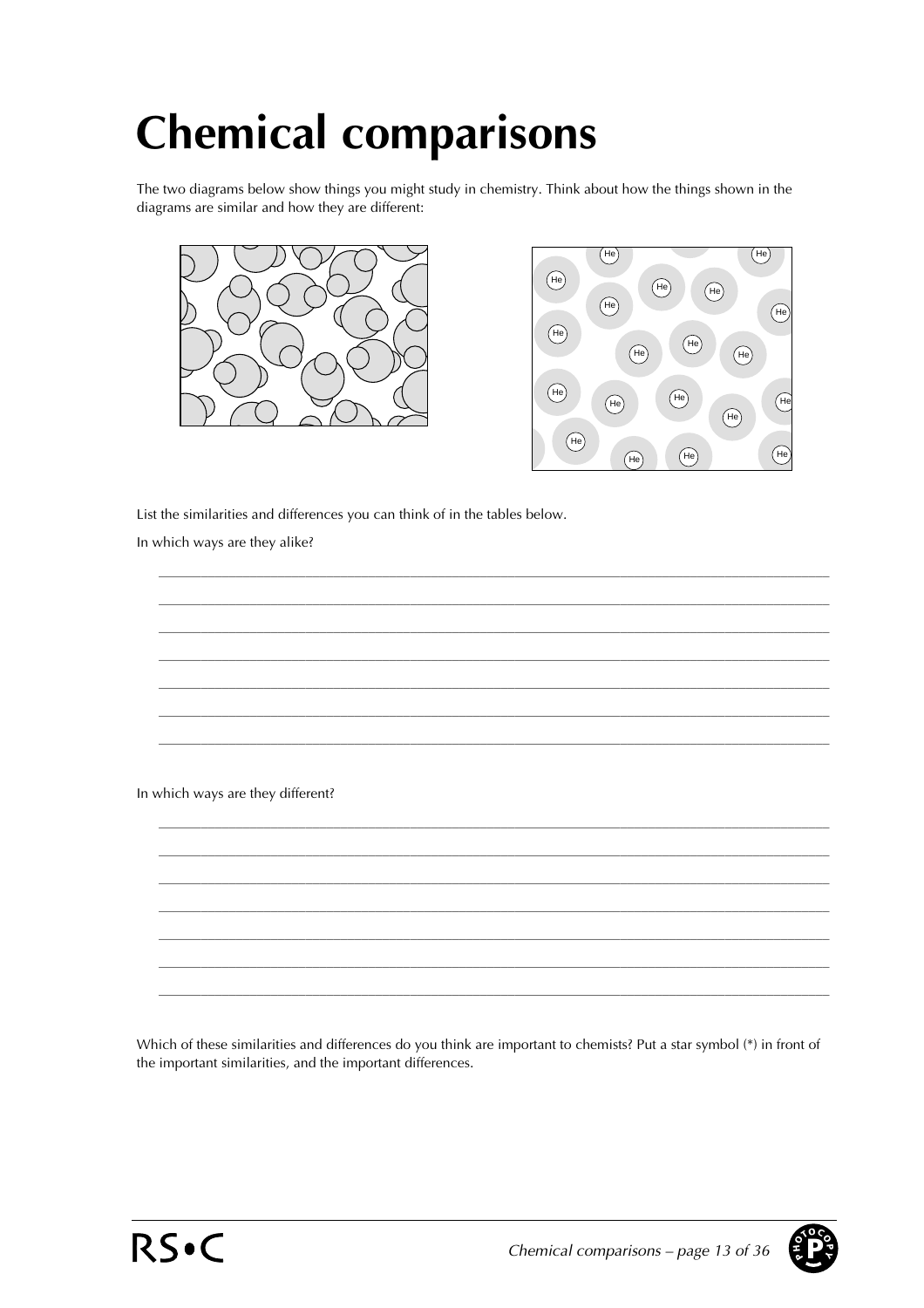# Chemical comparisons

The two diagrams below show things you might study in chemistry. Think about how the things shown in the diagrams are similar and how they are different:

List the similarities and differences you can think of in the tables below.

In which ways are they alike?

\_\_\_\_\_\_\_\_\_\_\_\_\_\_\_\_\_\_\_\_\_\_\_\_\_\_\_\_\_\_\_\_\_\_\_\_\_\_\_\_\_\_\_\_\_\_\_\_\_\_\_\_\_\_\_\_\_\_\_\_\_\_\_\_\_\_\_\_\_\_\_\_\_\_\_\_\_\_\_\_\_\_\_\_\_\_\_\_

\_\_\_\_\_\_\_\_\_\_\_\_\_\_\_\_\_\_\_\_\_\_\_\_\_\_\_\_\_\_\_\_\_\_\_\_\_\_\_\_\_\_\_\_\_\_\_\_\_\_\_\_\_\_\_\_\_\_\_\_\_\_\_\_\_\_\_\_\_\_\_\_\_\_\_\_\_\_\_\_\_\_\_\_\_\_\_\_

\_\_\_\_\_\_\_\_\_\_\_\_\_\_\_\_\_\_\_\_\_\_\_\_\_\_\_\_\_\_\_\_\_\_\_\_\_\_\_\_\_\_\_\_\_\_\_\_\_\_\_\_\_\_\_\_\_\_\_\_\_\_\_\_\_\_\_\_\_\_\_\_\_\_\_\_\_\_\_\_\_\_\_\_\_\_\_\_

\_\_\_\_\_\_\_\_\_\_\_\_\_\_\_\_\_\_\_\_\_\_\_\_\_\_\_\_\_\_\_\_\_\_\_\_\_\_\_\_\_\_\_\_\_\_\_\_\_\_\_\_\_\_\_\_\_\_\_\_\_\_\_\_\_\_\_\_\_\_\_\_\_\_\_\_\_\_\_\_\_\_\_\_\_\_\_\_

\_\_\_\_\_\_\_\_\_\_\_\_\_\_\_\_\_\_\_\_\_\_\_\_\_\_\_\_\_\_\_\_\_\_\_\_\_\_\_\_\_\_\_\_\_\_\_\_\_\_\_\_\_\_\_\_\_\_\_\_\_\_\_\_\_\_\_\_\_\_\_\_\_\_\_\_\_\_\_\_\_\_\_\_\_\_\_\_

\_\_\_\_\_\_\_\_\_\_\_\_\_\_\_\_\_\_\_\_\_\_\_\_\_\_\_\_\_\_\_\_\_\_\_\_\_\_\_\_\_\_\_\_\_\_\_\_\_\_\_\_\_\_\_\_\_\_\_\_\_\_\_\_\_\_\_\_\_\_\_\_\_\_\_\_\_\_\_\_\_\_\_\_\_\_\_\_

\_\_\_\_\_\_\_\_\_\_\_\_\_\_\_\_\_\_\_\_\_\_\_\_\_\_\_\_\_\_\_\_\_\_\_\_\_\_\_\_\_\_\_\_\_\_\_\_\_\_\_\_\_\_\_\_\_\_\_\_\_\_\_\_\_\_\_\_\_\_\_\_\_\_\_\_\_\_\_\_\_\_\_\_\_\_\_\_

In which ways are they different?

\_\_\_\_\_\_\_\_\_\_\_\_\_\_\_\_\_\_\_\_\_\_\_\_\_\_\_\_\_\_\_\_\_\_\_\_\_\_\_\_\_\_\_\_\_\_\_\_\_\_\_\_\_\_\_\_\_\_\_\_\_\_\_\_\_\_\_\_\_\_\_\_\_\_\_\_\_\_\_\_\_\_\_\_\_\_\_\_

\_\_\_\_\_\_\_\_\_\_\_\_\_\_\_\_\_\_\_\_\_\_\_\_\_\_\_\_\_\_\_\_\_\_\_\_\_\_\_\_\_\_\_\_\_\_\_\_\_\_\_\_\_\_\_\_\_\_\_\_\_\_\_\_\_\_\_\_\_\_\_\_\_\_\_\_\_\_\_\_\_\_\_\_\_\_\_\_

\_\_\_\_\_\_\_\_\_\_\_\_\_\_\_\_\_\_\_\_\_\_\_\_\_\_\_\_\_\_\_\_\_\_\_\_\_\_\_\_\_\_\_\_\_\_\_\_\_\_\_\_\_\_\_\_\_\_\_\_\_\_\_\_\_\_\_\_\_\_\_\_\_\_\_\_\_\_\_\_\_\_\_\_\_\_\_\_

\_\_\_\_\_\_\_\_\_\_\_\_\_\_\_\_\_\_\_\_\_\_\_\_\_\_\_\_\_\_\_\_\_\_\_\_\_\_\_\_\_\_\_\_\_\_\_\_\_\_\_\_\_\_\_\_\_\_\_\_\_\_\_\_\_\_\_\_\_\_\_\_\_\_\_\_\_\_\_\_\_\_\_\_\_\_\_\_

\_\_\_\_\_\_\_\_\_\_\_\_\_\_\_\_\_\_\_\_\_\_\_\_\_\_\_\_\_\_\_\_\_\_\_\_\_\_\_\_\_\_\_\_\_\_\_\_\_\_\_\_\_\_\_\_\_\_\_\_\_\_\_\_\_\_\_\_\_\_\_\_\_\_\_\_\_\_\_\_\_\_\_\_\_\_\_\_

\_\_\_\_\_\_\_\_\_\_\_\_\_\_\_\_\_\_\_\_\_\_\_\_\_\_\_\_\_\_\_\_\_\_\_\_\_\_\_\_\_\_\_\_\_\_\_\_\_\_\_\_\_\_\_\_\_\_\_\_\_\_\_\_\_\_\_\_\_\_\_\_\_\_\_\_\_\_\_\_\_\_\_\_\_\_\_\_

\_\_\_\_\_\_\_\_\_\_\_\_\_\_\_\_\_\_\_\_\_\_\_\_\_\_\_\_\_\_\_\_\_\_\_\_\_\_\_\_\_\_\_\_\_\_\_\_\_\_\_\_\_\_\_\_\_\_\_\_\_\_\_\_\_\_\_\_\_\_\_\_\_\_\_\_\_\_\_\_\_\_\_\_\_\_\_\_

Which of these similarities and differences do you think are important to chemists? Put a star symbol (*) in front of the important similarities, and the important differences.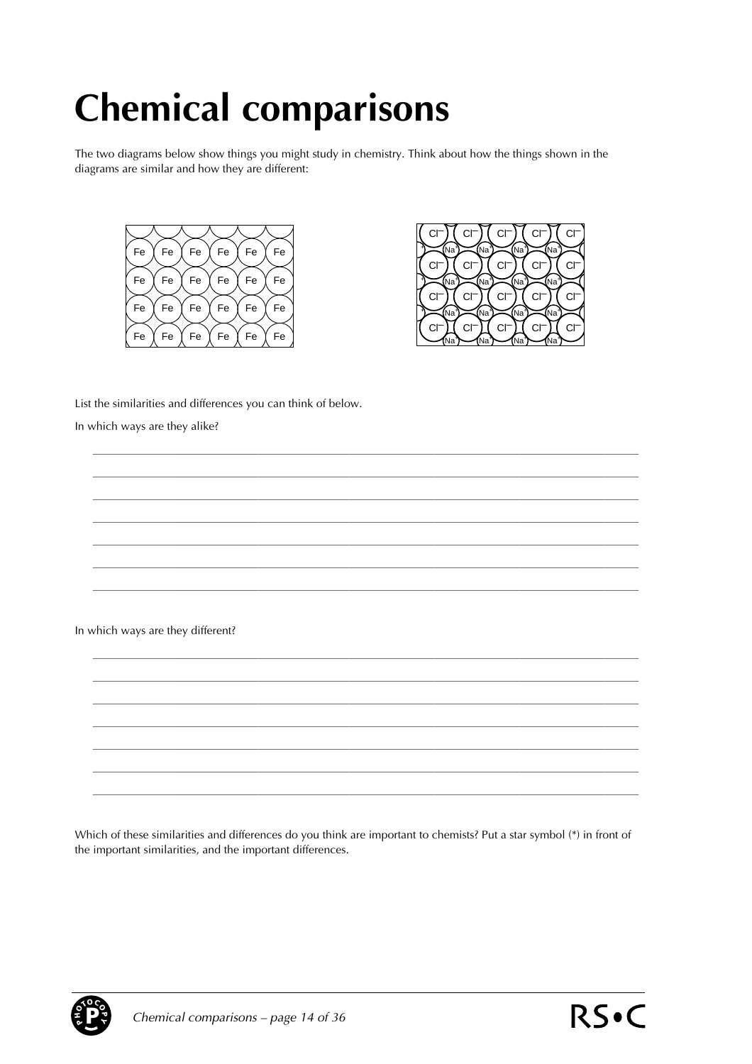# Chemical comparisons

The two diagrams below show things you might study in chemistry. Think about how the things shown in the diagrams are similar and how they are different:

List the similarities and differences you can think of below.

In which ways are they alike?

_______________________________________________________________________________

_______________________________________________________________________________

_______________________________________________________________________________

_______________________________________________________________________________

_______________________________________________________________________________

_______________________________________________________________________________

_______________________________________________________________________________

In which ways are they different?

_______________________________________________________________________________

_______________________________________________________________________________

_______________________________________________________________________________

_______________________________________________________________________________

_______________________________________________________________________________

_______________________________________________________________________________

_______________________________________________________________________________

Which of these similarities and differences do you think are important to chemists? Put a star symbol (*) in front of the important similarities, and the important differences.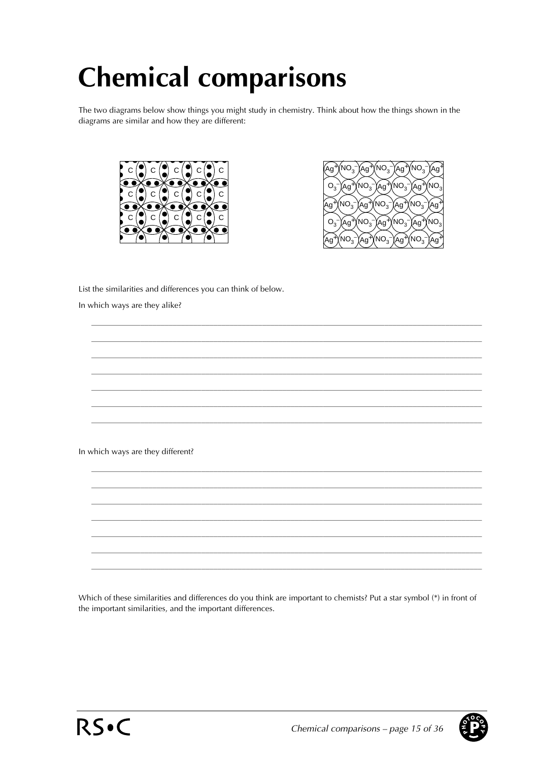# Chemical comparisons

The two diagrams below show things you might study in chemistry. Think about how the things shown in the diagrams are similar and how they are different:

List the similarities and differences you can think of below.

In which ways are they alike?

_______________________________________________________________________________

_______________________________________________________________________________

_______________________________________________________________________________

_______________________________________________________________________________

_______________________________________________________________________________

_______________________________________________________________________________

_______________________________________________________________________________

In which ways are they different?

_______________________________________________________________________________

_______________________________________________________________________________

_______________________________________________________________________________

_______________________________________________________________________________

_______________________________________________________________________________

_______________________________________________________________________________

_______________________________________________________________________________

Which of these similarities and differences do you think are important to chemists? Put a star symbol (*) in front of the important similarities, and the important differences.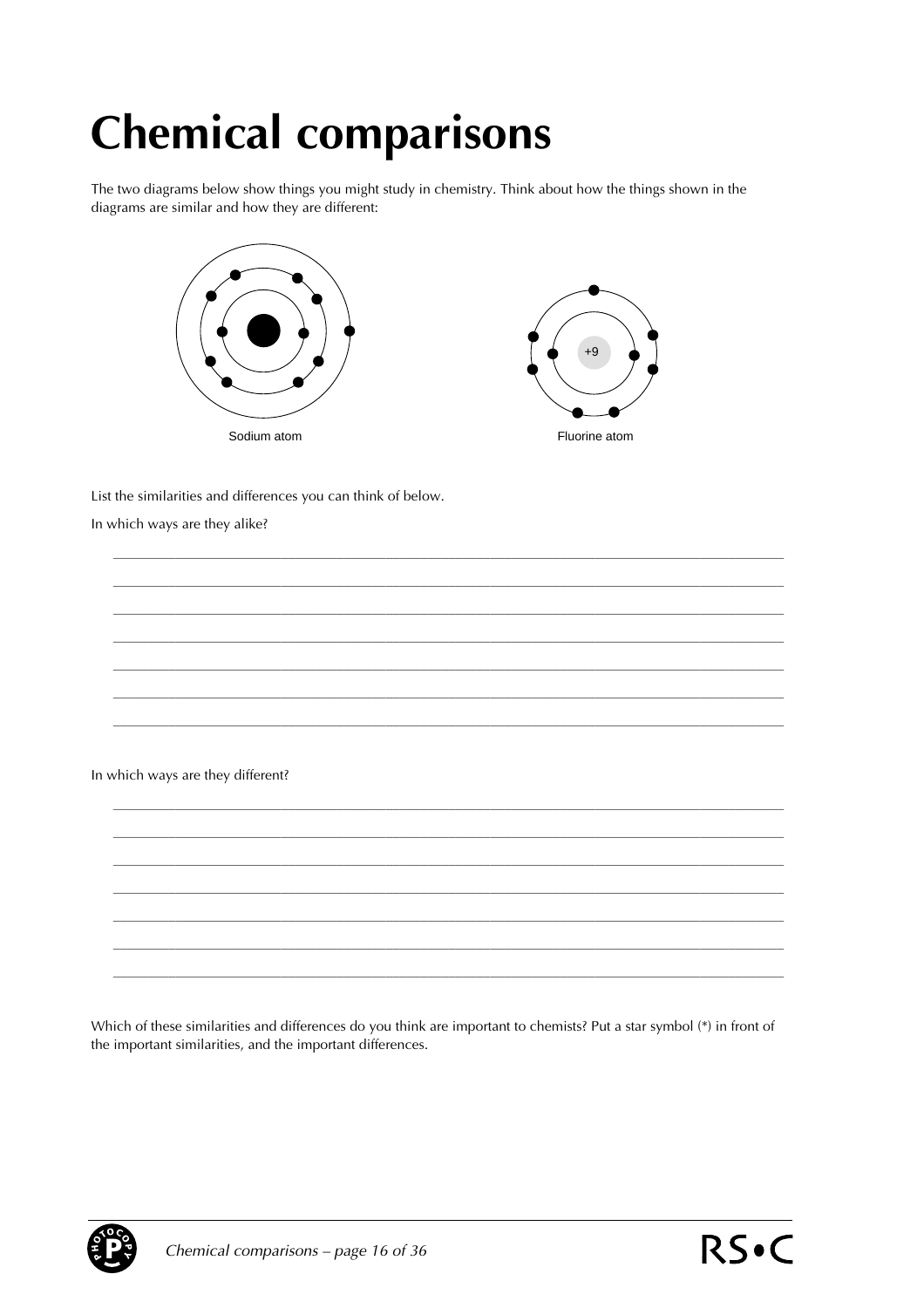# Chemical comparisons

The two diagrams below show things you might study in chemistry. Think about how the things shown in the diagrams are similar and how they are different:

Sodium atom

+9

Fluorine atom

List the similarities and differences you can think of below.

In which ways are they alike?

_______________________________________________________________________________

_______________________________________________________________________________

_______________________________________________________________________________

_______________________________________________________________________________

_______________________________________________________________________________

_______________________________________________________________________________

_______________________________________________________________________________

In which ways are they different?

_______________________________________________________________________________

_______________________________________________________________________________

_______________________________________________________________________________

_______________________________________________________________________________

_______________________________________________________________________________

_______________________________________________________________________________

_______________________________________________________________________________

Which of these similarities and differences do you think are important to chemists? Put a star symbol (*) in front of the important similarities, and the important differences.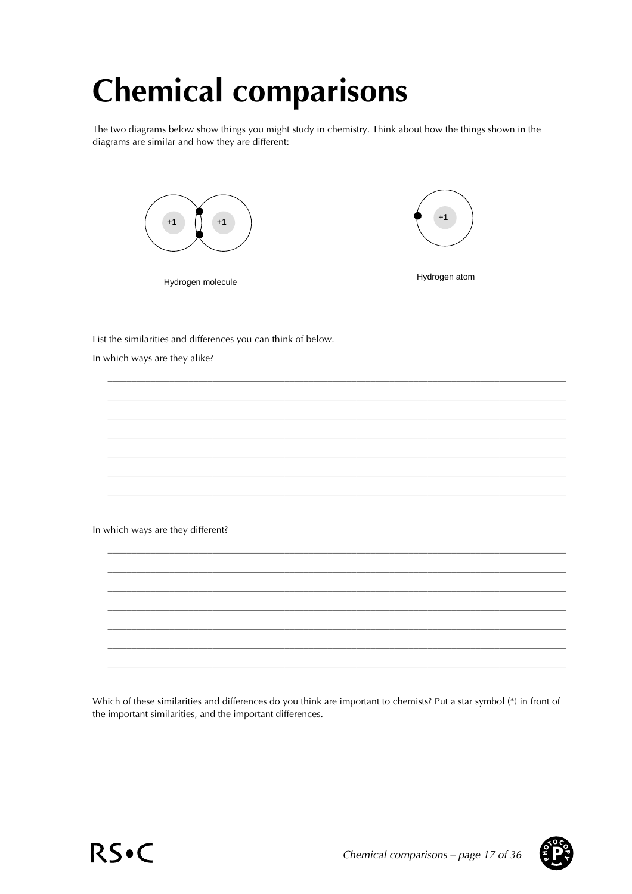# Chemical comparisons

The two diagrams below show things you might study in chemistry. Think about how the things shown in the diagrams are similar and how they are different:

Hydrogen molecule

Hydrogen atom

List the similarities and differences you can think of below.

In which ways are they alike?

______________________________________________________________________________

______________________________________________________________________________

______________________________________________________________________________

______________________________________________________________________________

______________________________________________________________________________

______________________________________________________________________________

______________________________________________________________________________

In which ways are they different?

______________________________________________________________________________

______________________________________________________________________________

______________________________________________________________________________

______________________________________________________________________________

______________________________________________________________________________

______________________________________________________________________________

______________________________________________________________________________

Which of these similarities and differences do you think are important to chemists? Put a star symbol (*) in front of the important similarities, and the important differences.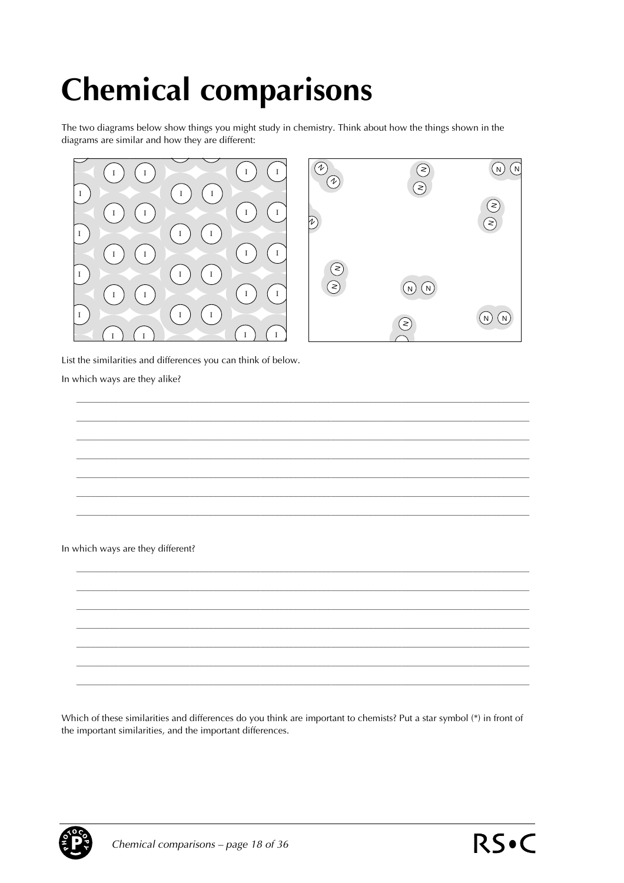# Chemical comparisons

The two diagrams below show things you might study in chemistry. Think about how the things shown in the diagrams are similar and how they are different:

List the similarities and differences you can think of below.

In which ways are they alike?

______________________________________________________________________________

______________________________________________________________________________

______________________________________________________________________________

______________________________________________________________________________

______________________________________________________________________________

______________________________________________________________________________

______________________________________________________________________________

In which ways are they different?

______________________________________________________________________________

______________________________________________________________________________

______________________________________________________________________________

______________________________________________________________________________

______________________________________________________________________________

______________________________________________________________________________

______________________________________________________________________________

Which of these similarities and differences do you think are important to chemists? Put a star symbol (*) in front of the important similarities, and the important differences.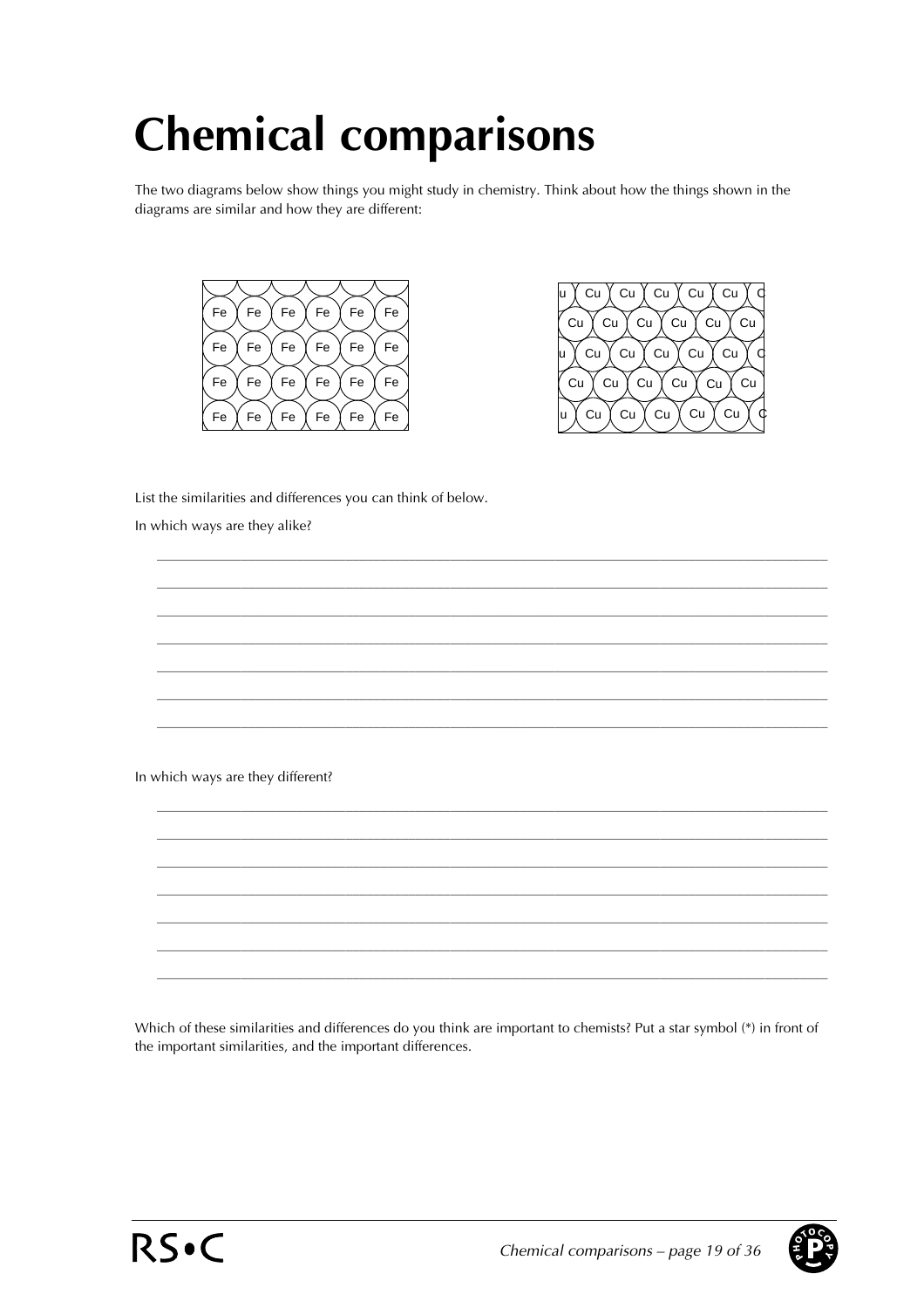# Chemical comparisons

The two diagrams below show things you might study in chemistry. Think about how the things shown in the diagrams are similar and how they are different:

List the similarities and differences you can think of below.

In which ways are they alike?

_______________________________________________________________________________

_______________________________________________________________________________

_______________________________________________________________________________

_______________________________________________________________________________

_______________________________________________________________________________

_______________________________________________________________________________

_______________________________________________________________________________

In which ways are they different?

_______________________________________________________________________________

_______________________________________________________________________________

_______________________________________________________________________________

_______________________________________________________________________________

_______________________________________________________________________________

_______________________________________________________________________________

_______________________________________________________________________________

Which of these similarities and differences do you think are important to chemists? Put a star symbol (*) in front of the important similarities, and the important differences.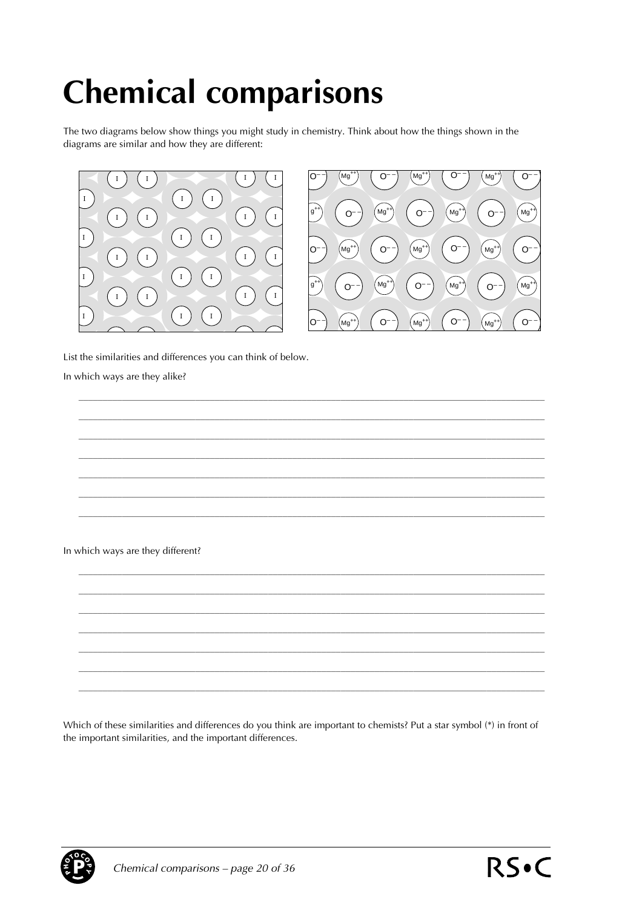# Chemical comparisons

The two diagrams below show things you might study in chemistry. Think about how the things shown in the diagrams are similar and how they are different:

List the similarities and differences you can think of below.

In which ways are they alike?

In which ways are they different?

Which of these similarities and differences do you think are important to chemists? Put a star symbol (*) in front of the important similarities, and the important differences.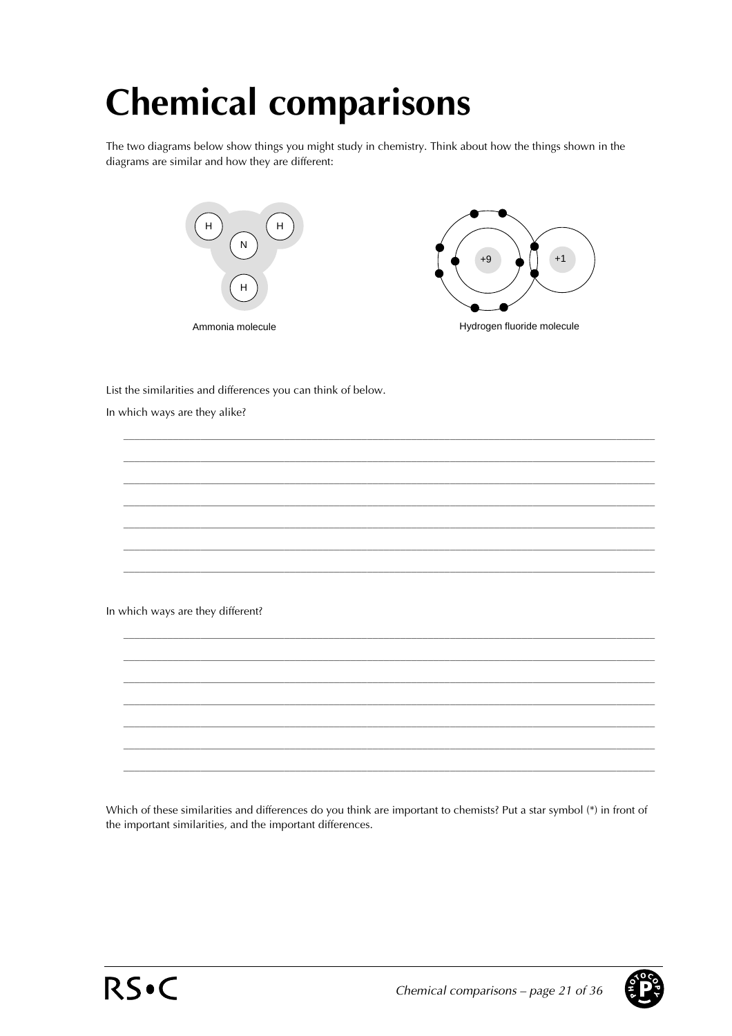# Chemical comparisons

The two diagrams below show things you might study in chemistry. Think about how the things shown in the diagrams are similar and how they are different:

Ammonia molecule

Hydrogen fluoride molecule

List the similarities and differences you can think of below.

In which ways are they alike?

_______________________________________________________________________________

_______________________________________________________________________________

_______________________________________________________________________________

_______________________________________________________________________________

_______________________________________________________________________________

_______________________________________________________________________________

_______________________________________________________________________________

In which ways are they different?

_______________________________________________________________________________

_______________________________________________________________________________

_______________________________________________________________________________

_______________________________________________________________________________

_______________________________________________________________________________

_______________________________________________________________________________

_______________________________________________________________________________

Which of these similarities and differences do you think are important to chemists? Put a star symbol (*) in front of the important similarities, and the important differences.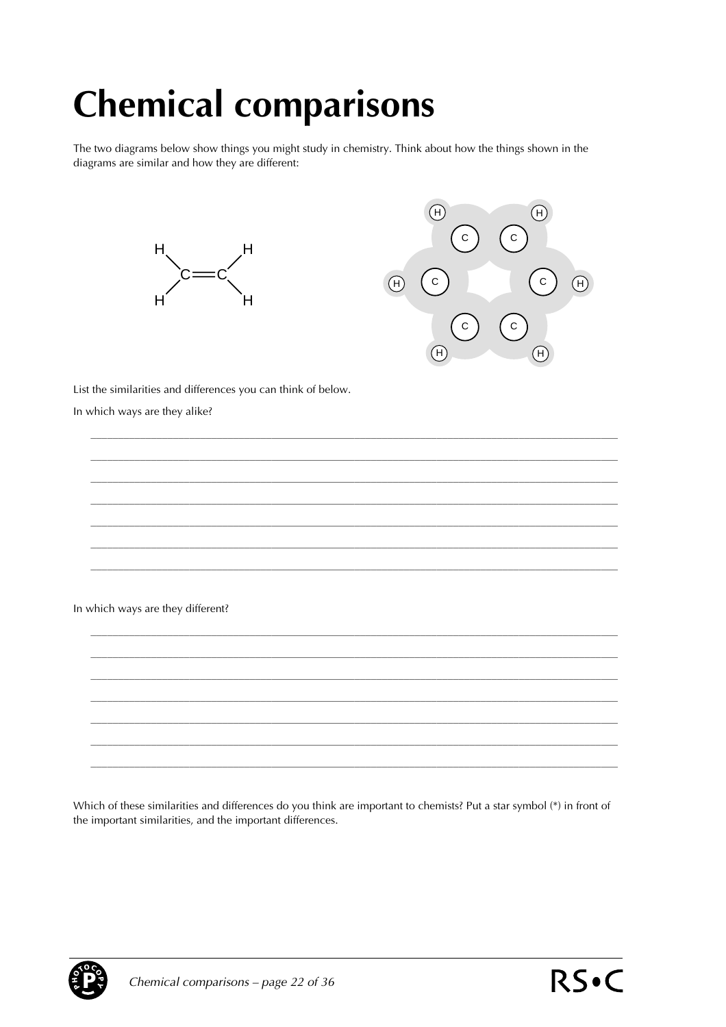# Chemical comparisons

The two diagrams below show things you might study in chemistry. Think about how the things shown in the diagrams are similar and how they are different:

List the similarities and differences you can think of below.

In which ways are they alike?

_______________________________________________________________________________

_______________________________________________________________________________

_______________________________________________________________________________

_______________________________________________________________________________

_______________________________________________________________________________

_______________________________________________________________________________

_______________________________________________________________________________

In which ways are they different?

_______________________________________________________________________________

_______________________________________________________________________________

_______________________________________________________________________________

_______________________________________________________________________________

_______________________________________________________________________________

_______________________________________________________________________________

_______________________________________________________________________________

Which of these similarities and differences do you think are important to chemists? Put a star symbol (*) in front of the important similarities, and the important differences.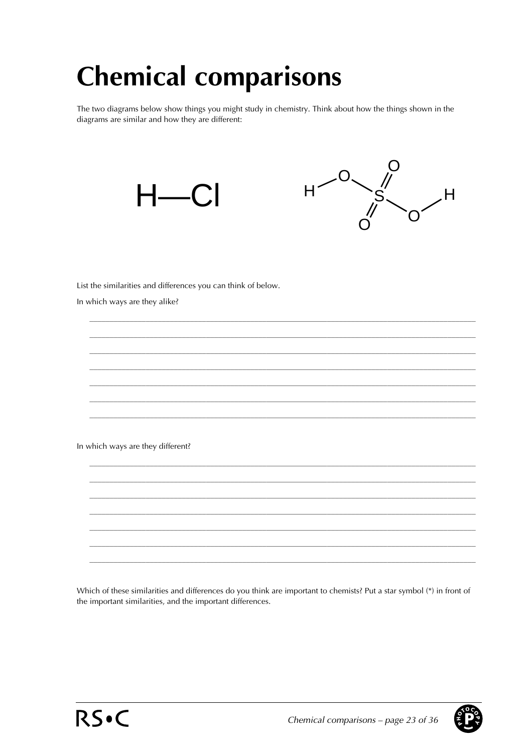# Chemical comparisons

The two diagrams below show things you might study in chemistry. Think about how the things shown in the diagrams are similar and how they are different:

H—Cl

List the similarities and differences you can think of below.

In which ways are they alike?

_______________________________________________________________________________

_______________________________________________________________________________

_______________________________________________________________________________

_______________________________________________________________________________

_______________________________________________________________________________

_______________________________________________________________________________

_______________________________________________________________________________

In which ways are they different?

_______________________________________________________________________________

_______________________________________________________________________________

_______________________________________________________________________________

_______________________________________________________________________________

_______________________________________________________________________________

_______________________________________________________________________________

_______________________________________________________________________________

Which of these similarities and differences do you think are important to chemists? Put a star symbol (*) in front of the important similarities, and the important differences.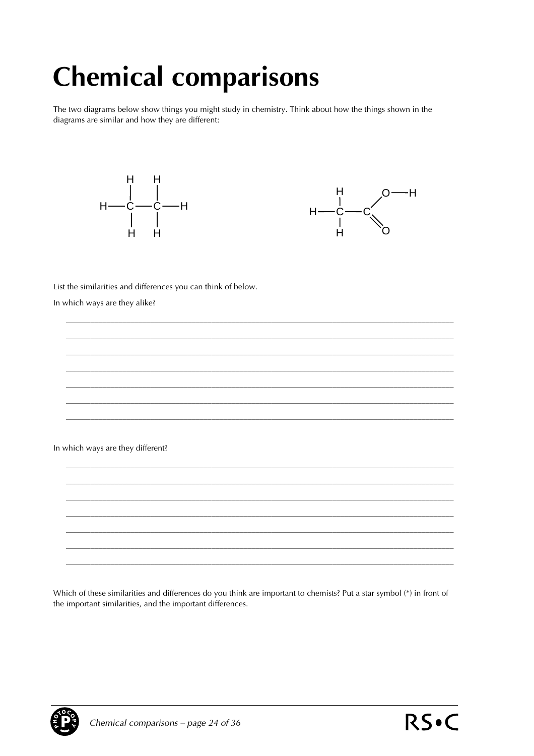# Chemical comparisons

The two diagrams below show things you might study in chemistry. Think about how the things shown in the diagrams are similar and how they are different:

List the similarities and differences you can think of below.

In which ways are they alike?

In which ways are they different?

Which of these similarities and differences do you think are important to chemists? Put a star symbol (*) in front of the important similarities, and the important differences.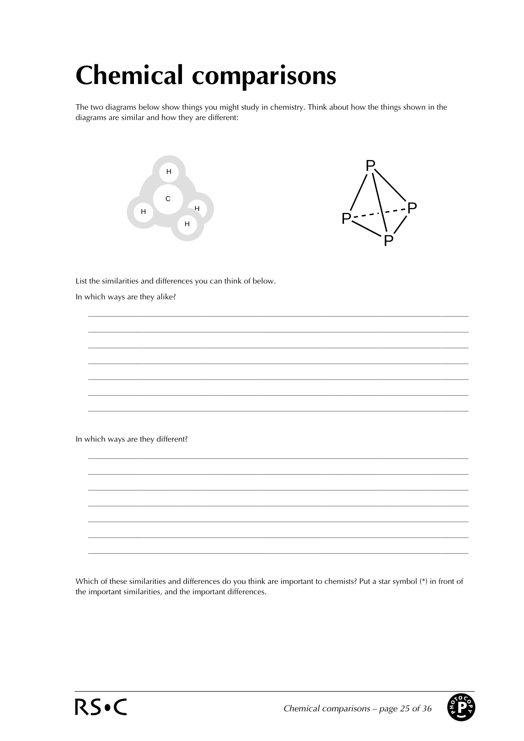# Chemical comparisons

The two diagrams below show things you might study in chemistry. Think about how the things shown in the diagrams are similar and how they are different:

List the similarities and differences you can think of below.

In which ways are they alike?

\_\_\_\_\_\_\_\_\_\_\_\_\_\_\_\_\_\_\_\_\_\_\_\_\_\_\_\_\_\_\_\_\_\_\_\_\_\_\_\_\_\_\_\_\_\_\_\_\_\_\_\_\_\_\_\_\_\_\_\_\_\_\_\_\_\_\_\_\_\_\_\_\_\_\_\_

\_\_\_\_\_\_\_\_\_\_\_\_\_\_\_\_\_\_\_\_\_\_\_\_\_\_\_\_\_\_\_\_\_\_\_\_\_\_\_\_\_\_\_\_\_\_\_\_\_\_\_\_\_\_\_\_\_\_\_\_\_\_\_\_\_\_\_\_\_\_\_\_\_\_\_\_

\_\_\_\_\_\_\_\_\_\_\_\_\_\_\_\_\_\_\_\_\_\_\_\_\_\_\_\_\_\_\_\_\_\_\_\_\_\_\_\_\_\_\_\_\_\_\_\_\_\_\_\_\_\_\_\_\_\_\_\_\_\_\_\_\_\_\_\_\_\_\_\_\_\_\_\_

\_\_\_\_\_\_\_\_\_\_\_\_\_\_\_\_\_\_\_\_\_\_\_\_\_\_\_\_\_\_\_\_\_\_\_\_\_\_\_\_\_\_\_\_\_\_\_\_\_\_\_\_\_\_\_\_\_\_\_\_\_\_\_\_\_\_\_\_\_\_\_\_\_\_\_\_

\_\_\_\_\_\_\_\_\_\_\_\_\_\_\_\_\_\_\_\_\_\_\_\_\_\_\_\_\_\_\_\_\_\_\_\_\_\_\_\_\_\_\_\_\_\_\_\_\_\_\_\_\_\_\_\_\_\_\_\_\_\_\_\_\_\_\_\_\_\_\_\_\_\_\_\_

\_\_\_\_\_\_\_\_\_\_\_\_\_\_\_\_\_\_\_\_\_\_\_\_\_\_\_\_\_\_\_\_\_\_\_\_\_\_\_\_\_\_\_\_\_\_\_\_\_\_\_\_\_\_\_\_\_\_\_\_\_\_\_\_\_\_\_\_\_\_\_\_\_\_\_\_

\_\_\_\_\_\_\_\_\_\_\_\_\_\_\_\_\_\_\_\_\_\_\_\_\_\_\_\_\_\_\_\_\_\_\_\_\_\_\_\_\_\_\_\_\_\_\_\_\_\_\_\_\_\_\_\_\_\_\_\_\_\_\_\_\_\_\_\_\_\_\_\_\_\_\_\_

In which ways are they different?

\_\_\_\_\_\_\_\_\_\_\_\_\_\_\_\_\_\_\_\_\_\_\_\_\_\_\_\_\_\_\_\_\_\_\_\_\_\_\_\_\_\_\_\_\_\_\_\_\_\_\_\_\_\_\_\_\_\_\_\_\_\_\_\_\_\_\_\_\_\_\_\_\_\_\_\_

\_\_\_\_\_\_\_\_\_\_\_\_\_\_\_\_\_\_\_\_\_\_\_\_\_\_\_\_\_\_\_\_\_\_\_\_\_\_\_\_\_\_\_\_\_\_\_\_\_\_\_\_\_\_\_\_\_\_\_\_\_\_\_\_\_\_\_\_\_\_\_\_\_\_\_\_

\_\_\_\_\_\_\_\_\_\_\_\_\_\_\_\_\_\_\_\_\_\_\_\_\_\_\_\_\_\_\_\_\_\_\_\_\_\_\_\_\_\_\_\_\_\_\_\_\_\_\_\_\_\_\_\_\_\_\_\_\_\_\_\_\_\_\_\_\_\_\_\_\_\_\_\_

\_\_\_\_\_\_\_\_\_\_\_\_\_\_\_\_\_\_\_\_\_\_\_\_\_\_\_\_\_\_\_\_\_\_\_\_\_\_\_\_\_\_\_\_\_\_\_\_\_\_\_\_\_\_\_\_\_\_\_\_\_\_\_\_\_\_\_\_\_\_\_\_\_\_\_\_

\_\_\_\_\_\_\_\_\_\_\_\_\_\_\_\_\_\_\_\_\_\_\_\_\_\_\_\_\_\_\_\_\_\_\_\_\_\_\_\_\_\_\_\_\_\_\_\_\_\_\_\_\_\_\_\_\_\_\_\_\_\_\_\_\_\_\_\_\_\_\_\_\_\_\_\_

\_\_\_\_\_\_\_\_\_\_\_\_\_\_\_\_\_\_\_\_\_\_\_\_\_\_\_\_\_\_\_\_\_\_\_\_\_\_\_\_\_\_\_\_\_\_\_\_\_\_\_\_\_\_\_\_\_\_\_\_\_\_\_\_\_\_\_\_\_\_\_\_\_\_\_\_

\_\_\_\_\_\_\_\_\_\_\_\_\_\_\_\_\_\_\_\_\_\_\_\_\_\_\_\_\_\_\_\_\_\_\_\_\_\_\_\_\_\_\_\_\_\_\_\_\_\_\_\_\_\_\_\_\_\_\_\_\_\_\_\_\_\_\_\_\_\_\_\_\_\_\_\_

Which of these similarities and differences do you think are important to chemists? Put a star symbol (*) in front of the important similarities, and the important differences.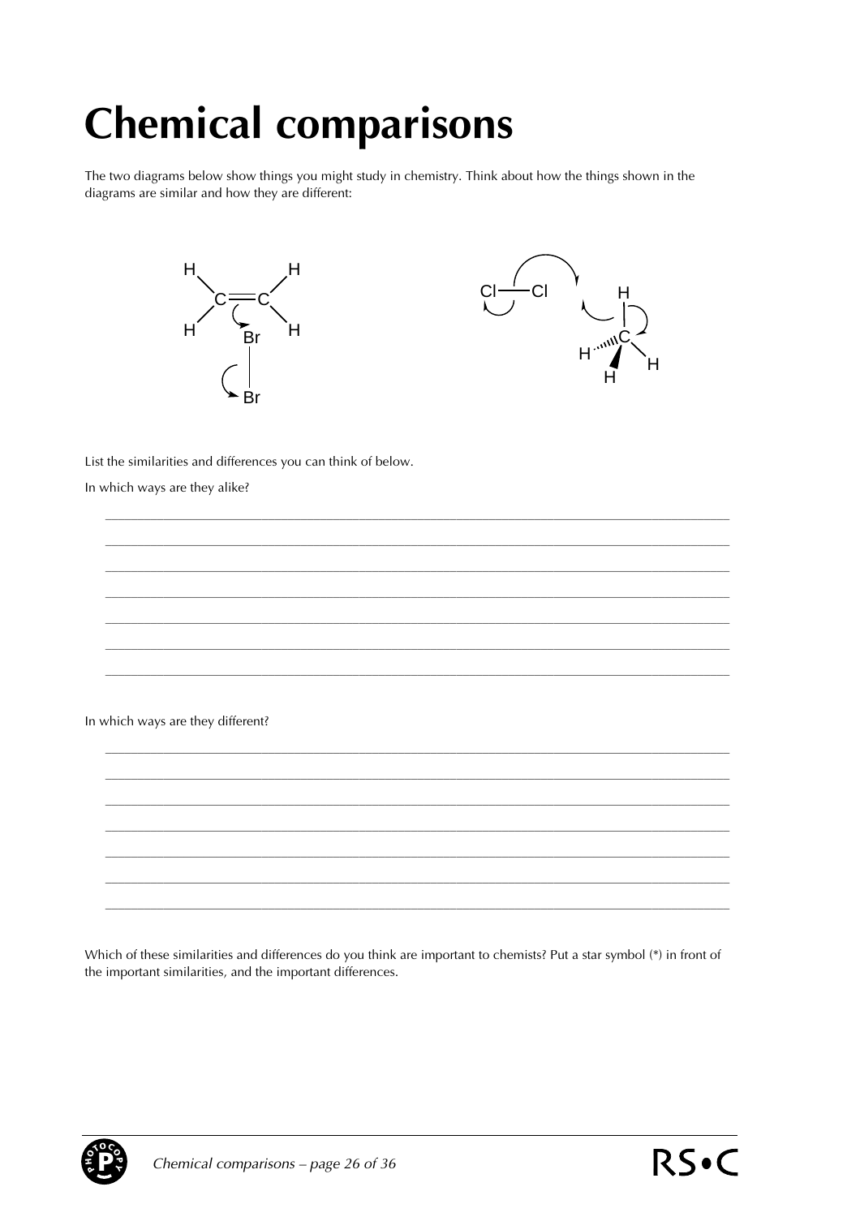# Chemical comparisons

The two diagrams below show things you might study in chemistry. Think about how the things shown in the diagrams are similar and how they are different:

List the similarities and differences you can think of below.

In which ways are they alike?

_______________________________________________________________________________

_______________________________________________________________________________

_______________________________________________________________________________

_______________________________________________________________________________

_______________________________________________________________________________

_______________________________________________________________________________

_______________________________________________________________________________

In which ways are they different?

_______________________________________________________________________________

_______________________________________________________________________________

_______________________________________________________________________________

_______________________________________________________________________________

_______________________________________________________________________________

_______________________________________________________________________________

_______________________________________________________________________________

Which of these similarities and differences do you think are important to chemists? Put a star symbol (*) in front of the important similarities, and the important differences.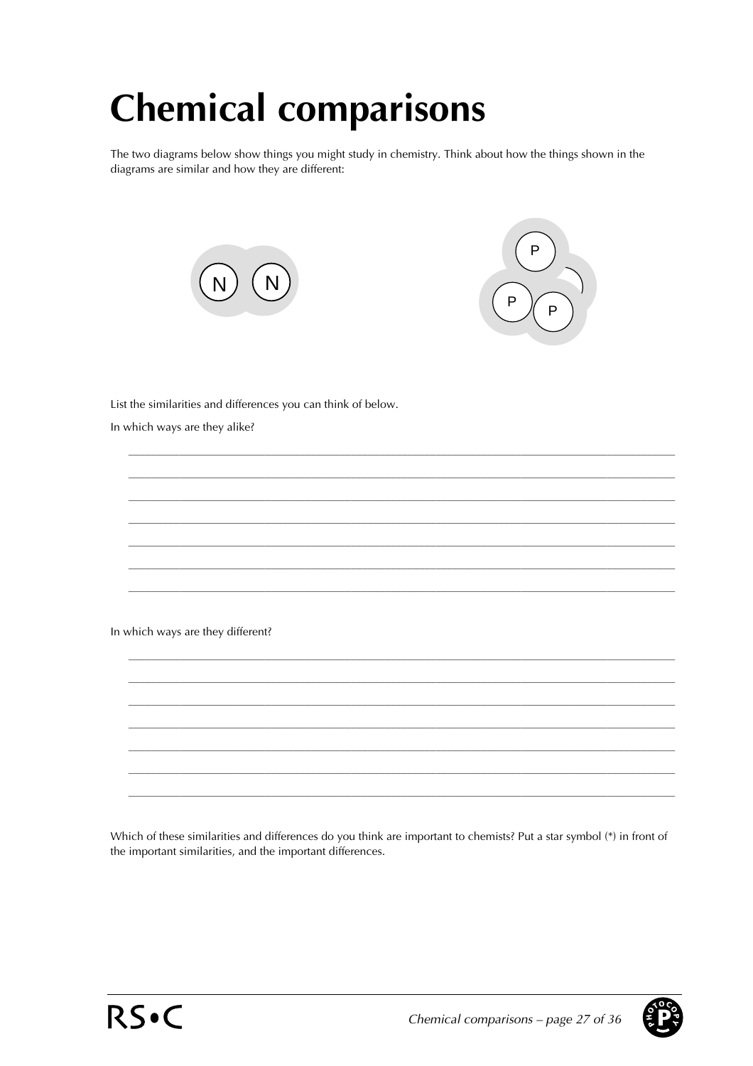# Chemical comparisons

The two diagrams below show things you might study in chemistry. Think about how the things shown in the diagrams are similar and how they are different:

List the similarities and differences you can think of below.

In which ways are they alike?

In which ways are they different?

Which of these similarities and differences do you think are important to chemists? Put a star symbol (*) in front of the important similarities, and the important differences.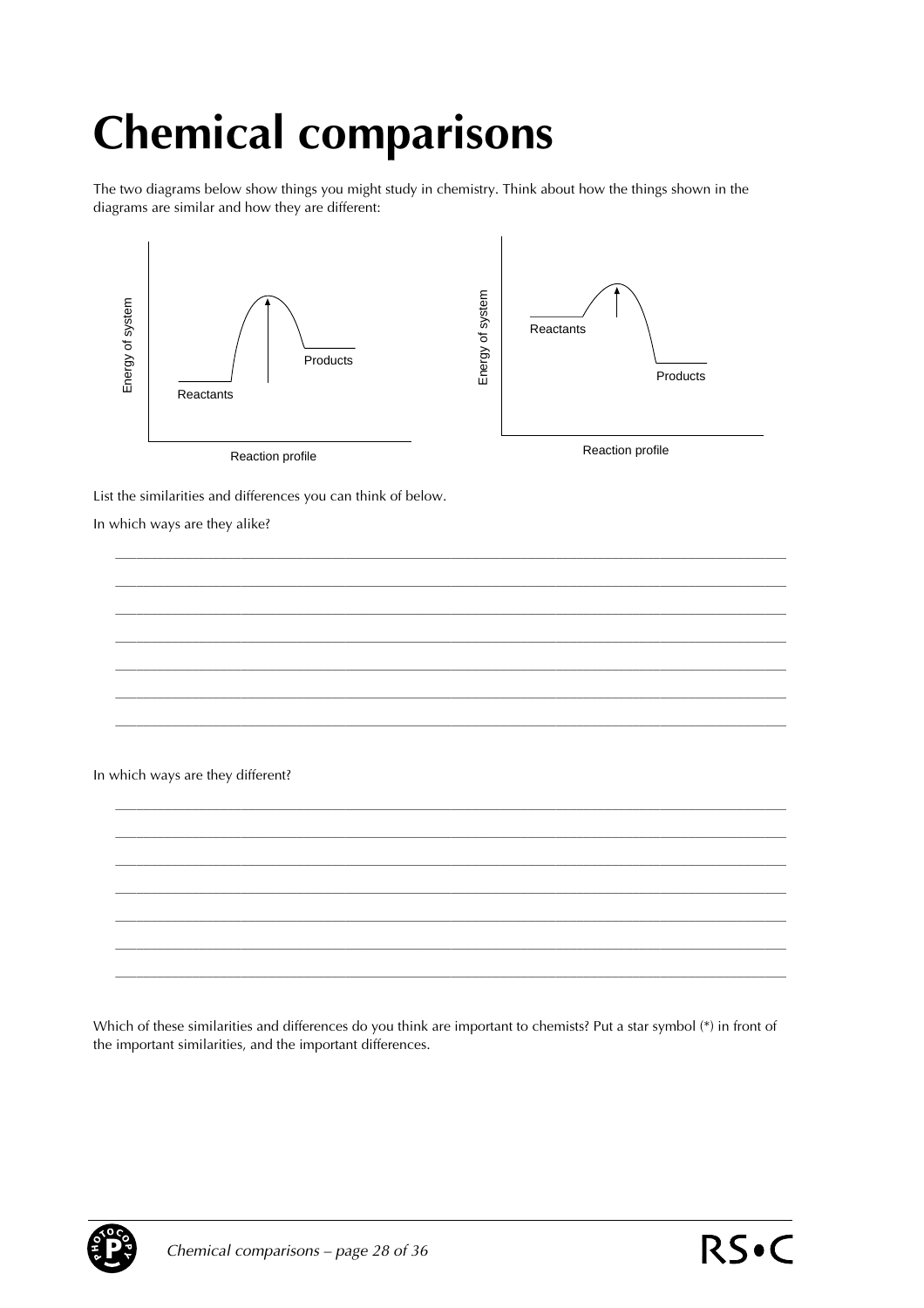# Chemical comparisons

The two diagrams below show things you might study in chemistry. Think about how the things shown in the diagrams are similar and how they are different:

Energy of system

Products

Reactants

Reaction profile

Energy of system

Reactants

Products

Reaction profile

List the similarities and differences you can think of below.

In which ways are they alike?

______________________________________________________________________________

______________________________________________________________________________

______________________________________________________________________________

______________________________________________________________________________

______________________________________________________________________________

______________________________________________________________________________

______________________________________________________________________________

In which ways are they different?

______________________________________________________________________________

______________________________________________________________________________

______________________________________________________________________________

______________________________________________________________________________

______________________________________________________________________________

______________________________________________________________________________

______________________________________________________________________________

Which of these similarities and differences do you think are important to chemists? Put a star symbol (*) in front of the important similarities, and the important differences.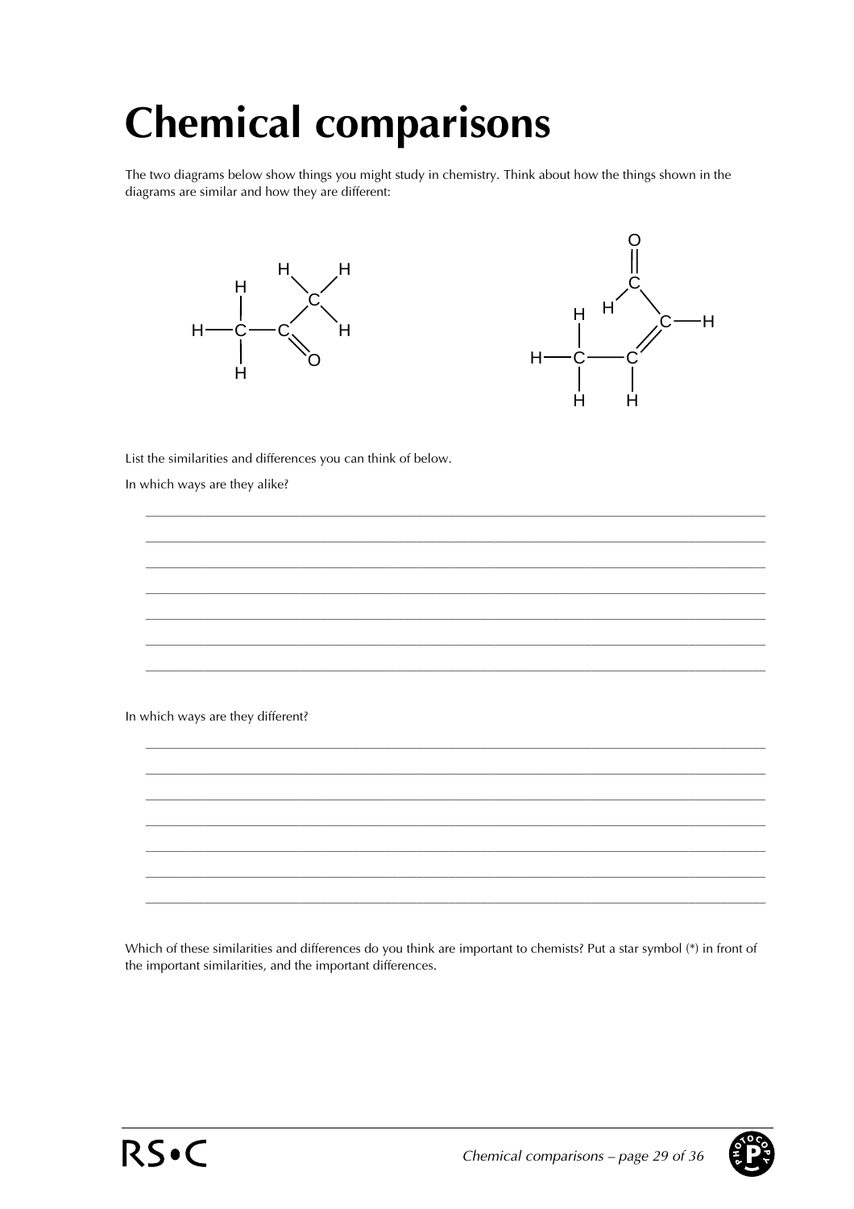# Chemical comparisons

The two diagrams below show things you might study in chemistry. Think about how the things shown in the diagrams are similar and how they are different:

List the similarities and differences you can think of below.

In which ways are they alike?

_______________________________________________________________________________

_______________________________________________________________________________

_______________________________________________________________________________

_______________________________________________________________________________

_______________________________________________________________________________

_______________________________________________________________________________

_______________________________________________________________________________

In which ways are they different?

_______________________________________________________________________________

_______________________________________________________________________________

_______________________________________________________________________________

_______________________________________________________________________________

_______________________________________________________________________________

_______________________________________________________________________________

_______________________________________________________________________________

Which of these similarities and differences do you think are important to chemists? Put a star symbol (*) in front of the important similarities, and the important differences.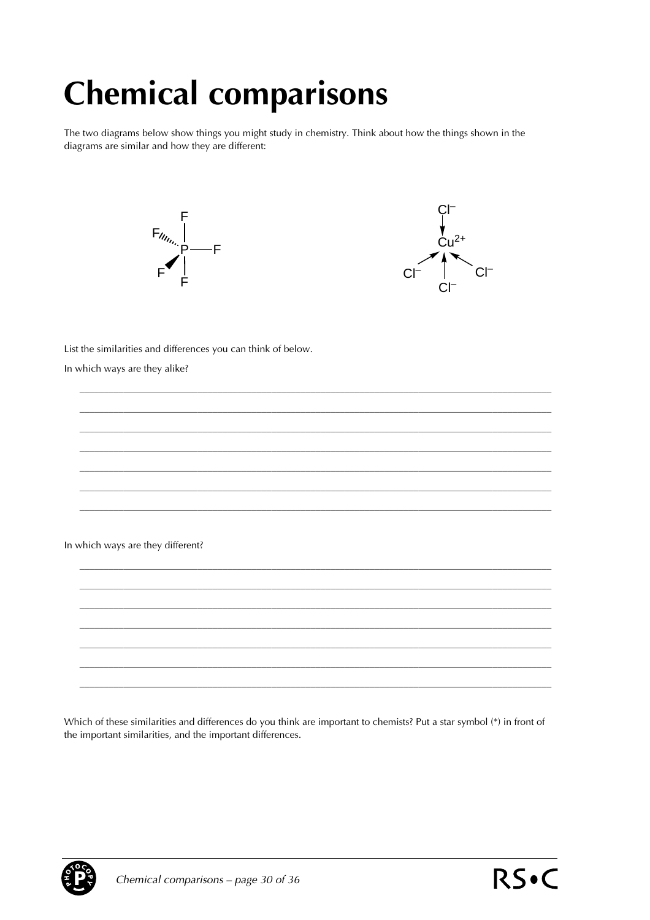# Chemical comparisons

The two diagrams below show things you might study in chemistry. Think about how the things shown in the diagrams are similar and how they are different:

List the similarities and differences you can think of below.

In which ways are they alike?

\_\_\_\_\_\_\_\_\_\_\_\_\_\_\_\_\_\_\_\_\_\_\_\_\_\_\_\_\_\_\_\_\_\_\_\_\_\_\_\_\_\_\_\_\_\_\_\_\_\_\_\_\_\_\_\_\_\_\_\_\_\_\_\_\_\_\_\_\_\_\_\_\_\_\_\_\_\_

\_\_\_\_\_\_\_\_\_\_\_\_\_\_\_\_\_\_\_\_\_\_\_\_\_\_\_\_\_\_\_\_\_\_\_\_\_\_\_\_\_\_\_\_\_\_\_\_\_\_\_\_\_\_\_\_\_\_\_\_\_\_\_\_\_\_\_\_\_\_\_\_\_\_\_\_\_\_

\_\_\_\_\_\_\_\_\_\_\_\_\_\_\_\_\_\_\_\_\_\_\_\_\_\_\_\_\_\_\_\_\_\_\_\_\_\_\_\_\_\_\_\_\_\_\_\_\_\_\_\_\_\_\_\_\_\_\_\_\_\_\_\_\_\_\_\_\_\_\_\_\_\_\_\_\_\_

\_\_\_\_\_\_\_\_\_\_\_\_\_\_\_\_\_\_\_\_\_\_\_\_\_\_\_\_\_\_\_\_\_\_\_\_\_\_\_\_\_\_\_\_\_\_\_\_\_\_\_\_\_\_\_\_\_\_\_\_\_\_\_\_\_\_\_\_\_\_\_\_\_\_\_\_\_\_

\_\_\_\_\_\_\_\_\_\_\_\_\_\_\_\_\_\_\_\_\_\_\_\_\_\_\_\_\_\_\_\_\_\_\_\_\_\_\_\_\_\_\_\_\_\_\_\_\_\_\_\_\_\_\_\_\_\_\_\_\_\_\_\_\_\_\_\_\_\_\_\_\_\_\_\_\_\_

\_\_\_\_\_\_\_\_\_\_\_\_\_\_\_\_\_\_\_\_\_\_\_\_\_\_\_\_\_\_\_\_\_\_\_\_\_\_\_\_\_\_\_\_\_\_\_\_\_\_\_\_\_\_\_\_\_\_\_\_\_\_\_\_\_\_\_\_\_\_\_\_\_\_\_\_\_\_

\_\_\_\_\_\_\_\_\_\_\_\_\_\_\_\_\_\_\_\_\_\_\_\_\_\_\_\_\_\_\_\_\_\_\_\_\_\_\_\_\_\_\_\_\_\_\_\_\_\_\_\_\_\_\_\_\_\_\_\_\_\_\_\_\_\_\_\_\_\_\_\_\_\_\_\_\_\_

In which ways are they different?

\_\_\_\_\_\_\_\_\_\_\_\_\_\_\_\_\_\_\_\_\_\_\_\_\_\_\_\_\_\_\_\_\_\_\_\_\_\_\_\_\_\_\_\_\_\_\_\_\_\_\_\_\_\_\_\_\_\_\_\_\_\_\_\_\_\_\_\_\_\_\_\_\_\_\_\_\_\_

\_\_\_\_\_\_\_\_\_\_\_\_\_\_\_\_\_\_\_\_\_\_\_\_\_\_\_\_\_\_\_\_\_\_\_\_\_\_\_\_\_\_\_\_\_\_\_\_\_\_\_\_\_\_\_\_\_\_\_\_\_\_\_\_\_\_\_\_\_\_\_\_\_\_\_\_\_\_

\_\_\_\_\_\_\_\_\_\_\_\_\_\_\_\_\_\_\_\_\_\_\_\_\_\_\_\_\_\_\_\_\_\_\_\_\_\_\_\_\_\_\_\_\_\_\_\_\_\_\_\_\_\_\_\_\_\_\_\_\_\_\_\_\_\_\_\_\_\_\_\_\_\_\_\_\_\_

\_\_\_\_\_\_\_\_\_\_\_\_\_\_\_\_\_\_\_\_\_\_\_\_\_\_\_\_\_\_\_\_\_\_\_\_\_\_\_\_\_\_\_\_\_\_\_\_\_\_\_\_\_\_\_\_\_\_\_\_\_\_\_\_\_\_\_\_\_\_\_\_\_\_\_\_\_\_

\_\_\_\_\_\_\_\_\_\_\_\_\_\_\_\_\_\_\_\_\_\_\_\_\_\_\_\_\_\_\_\_\_\_\_\_\_\_\_\_\_\_\_\_\_\_\_\_\_\_\_\_\_\_\_\_\_\_\_\_\_\_\_\_\_\_\_\_\_\_\_\_\_\_\_\_\_\_

\_\_\_\_\_\_\_\_\_\_\_\_\_\_\_\_\_\_\_\_\_\_\_\_\_\_\_\_\_\_\_\_\_\_\_\_\_\_\_\_\_\_\_\_\_\_\_\_\_\_\_\_\_\_\_\_\_\_\_\_\_\_\_\_\_\_\_\_\_\_\_\_\_\_\_\_\_\_

\_\_\_\_\_\_\_\_\_\_\_\_\_\_\_\_\_\_\_\_\_\_\_\_\_\_\_\_\_\_\_\_\_\_\_\_\_\_\_\_\_\_\_\_\_\_\_\_\_\_\_\_\_\_\_\_\_\_\_\_\_\_\_\_\_\_\_\_\_\_\_\_\_\_\_\_\_\_

Which of these similarities and differences do you think are important to chemists? Put a star symbol (*) in front of the important similarities, and the important differences.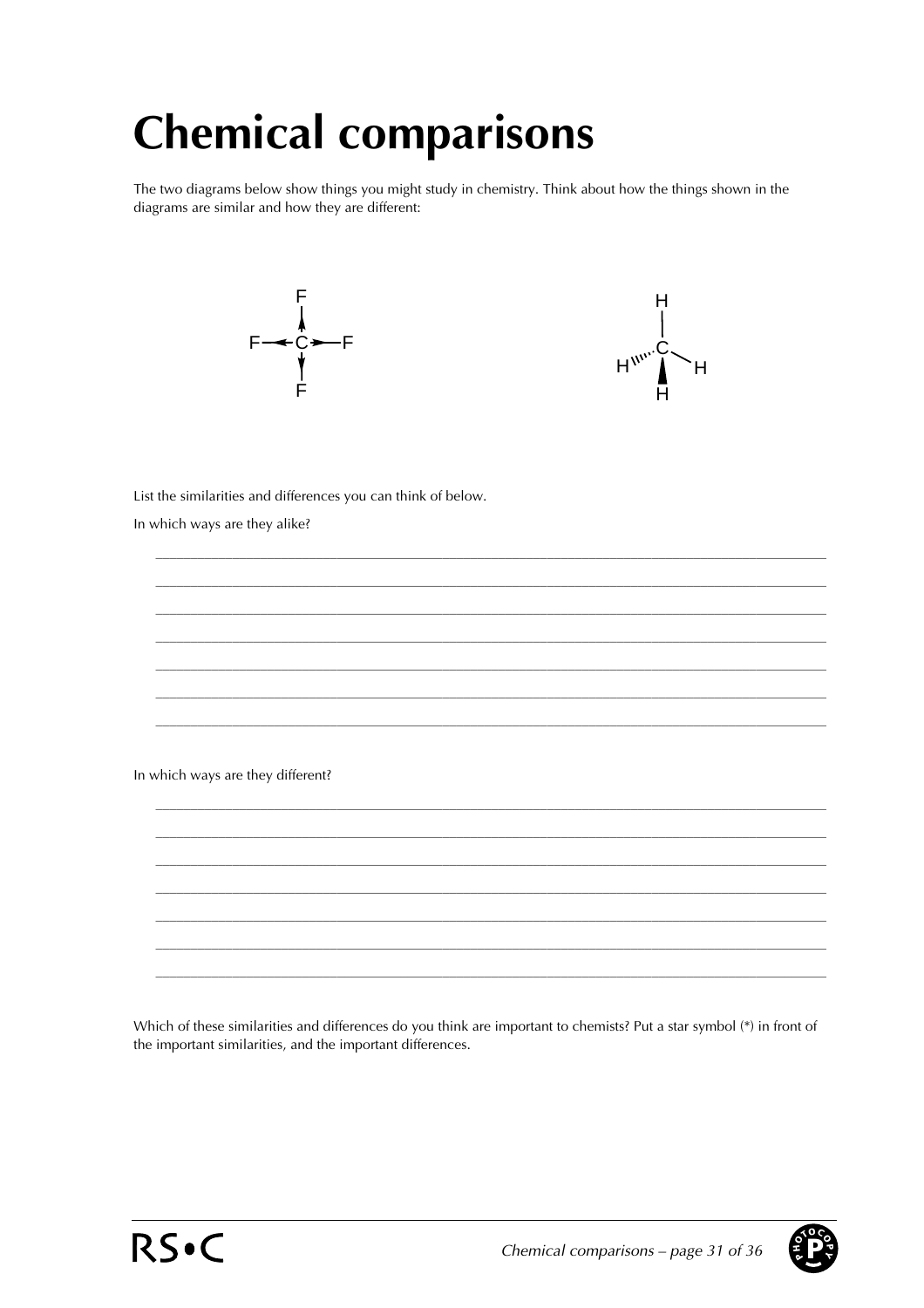# Chemical comparisons

The two diagrams below show things you might study in chemistry. Think about how the things shown in the diagrams are similar and how they are different:

List the similarities and differences you can think of below.

In which ways are they alike?

_______________________________________________________________________________

_______________________________________________________________________________

_______________________________________________________________________________

_______________________________________________________________________________

_______________________________________________________________________________

_______________________________________________________________________________

_______________________________________________________________________________

In which ways are they different?

_______________________________________________________________________________

_______________________________________________________________________________

_______________________________________________________________________________

_______________________________________________________________________________

_______________________________________________________________________________

_______________________________________________________________________________

_______________________________________________________________________________

Which of these similarities and differences do you think are important to chemists? Put a star symbol (*) in front of the important similarities, and the important differences.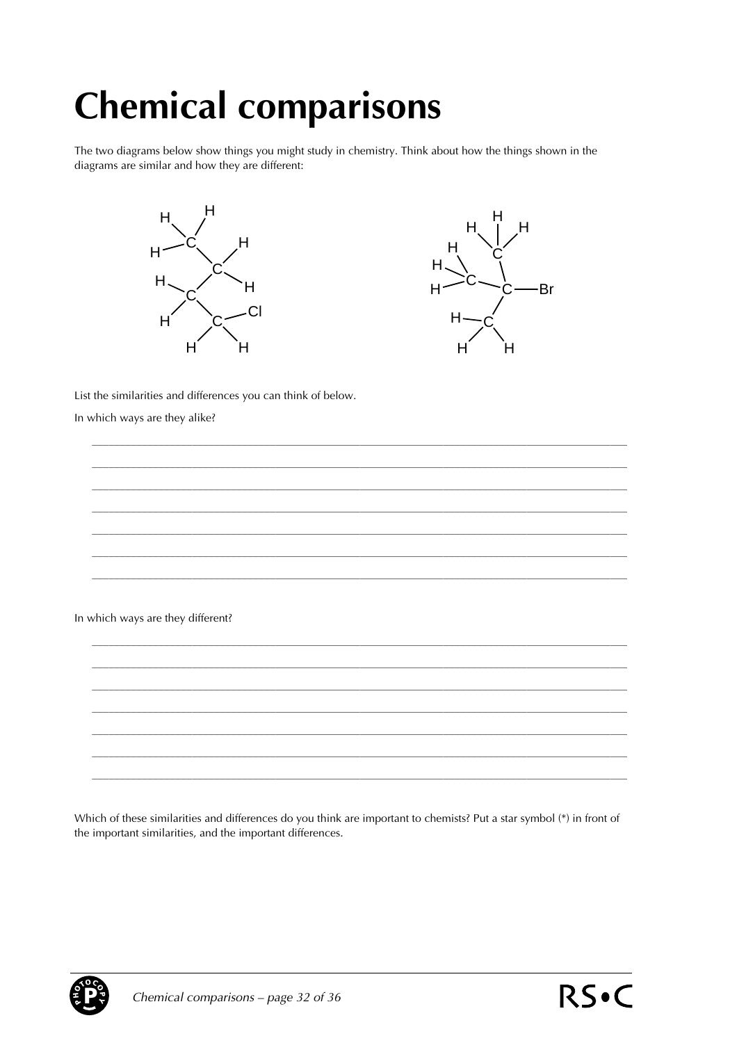# Chemical comparisons

The two diagrams below show things you might study in chemistry. Think about how the things shown in the diagrams are similar and how they are different:

List the similarities and differences you can think of below.

In which ways are they alike?

_______________________________________________________________________________

_______________________________________________________________________________

_______________________________________________________________________________

_______________________________________________________________________________

_______________________________________________________________________________

_______________________________________________________________________________

_______________________________________________________________________________

In which ways are they different?

_______________________________________________________________________________

_______________________________________________________________________________

_______________________________________________________________________________

_______________________________________________________________________________

_______________________________________________________________________________

_______________________________________________________________________________

_______________________________________________________________________________

Which of these similarities and differences do you think are important to chemists? Put a star symbol (*) in front of the important similarities, and the important differences.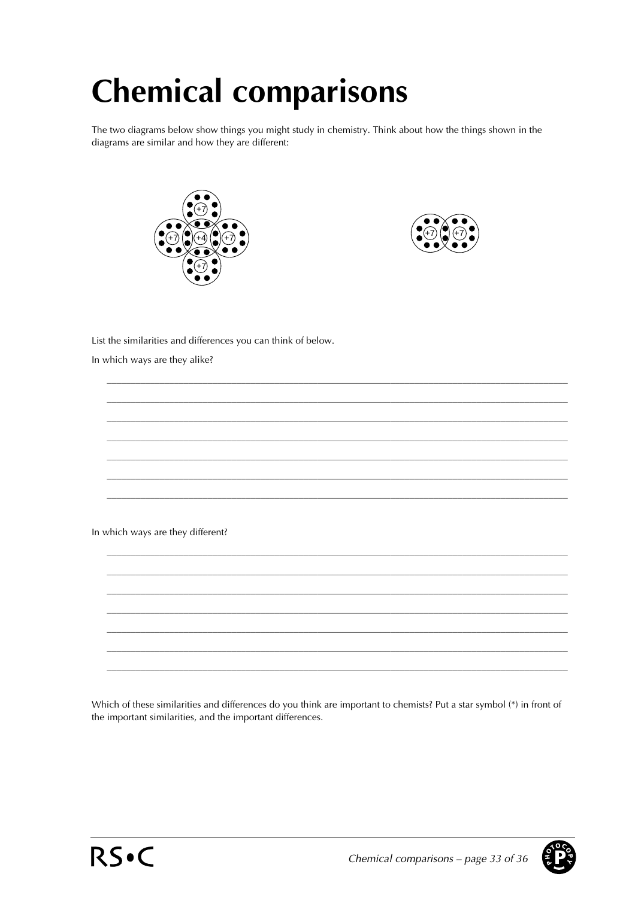# Chemical comparisons

The two diagrams below show things you might study in chemistry. Think about how the things shown in the diagrams are similar and how they are different:

List the similarities and differences you can think of below.

In which ways are they alike?

_______________________________________________________________________________

_______________________________________________________________________________

_______________________________________________________________________________

_______________________________________________________________________________

_______________________________________________________________________________

_______________________________________________________________________________

_______________________________________________________________________________

In which ways are they different?

_______________________________________________________________________________

_______________________________________________________________________________

_______________________________________________________________________________

_______________________________________________________________________________

_______________________________________________________________________________

_______________________________________________________________________________

_______________________________________________________________________________

Which of these similarities and differences do you think are important to chemists? Put a star symbol (*) in front of the important similarities, and the important differences.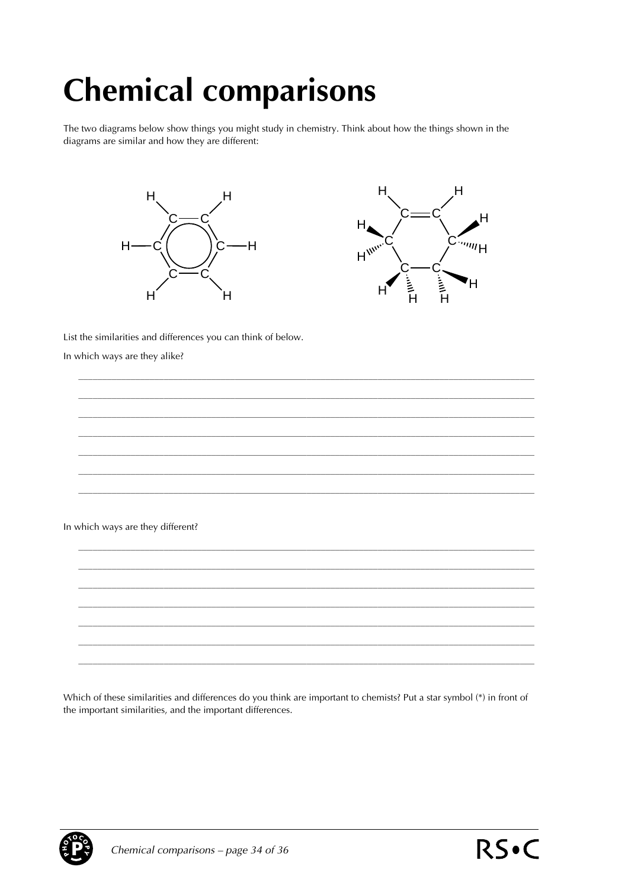# Chemical comparisons

The two diagrams below show things you might study in chemistry. Think about how the things shown in the diagrams are similar and how they are different:

List the similarities and differences you can think of below.

In which ways are they alike?

In which ways are they different?

Which of these similarities and differences do you think are important to chemists? Put a star symbol (*) in front of the important similarities, and the important differences.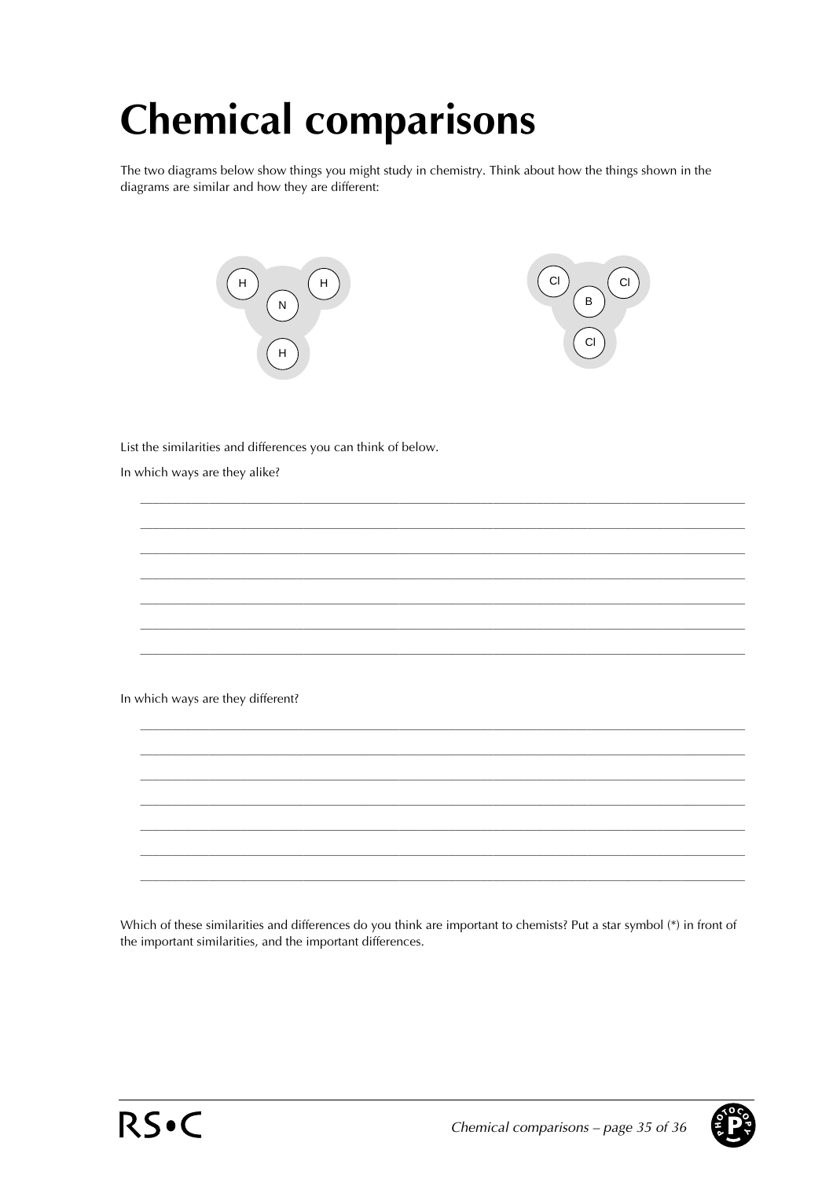# Chemical comparisons

The two diagrams below show things you might study in chemistry. Think about how the things shown in the diagrams are similar and how they are different:

List the similarities and differences you can think of below.

In which ways are they alike?

In which ways are they different?

Which of these similarities and differences do you think are important to chemists? Put a star symbol (*) in front of the important similarities, and the important differences.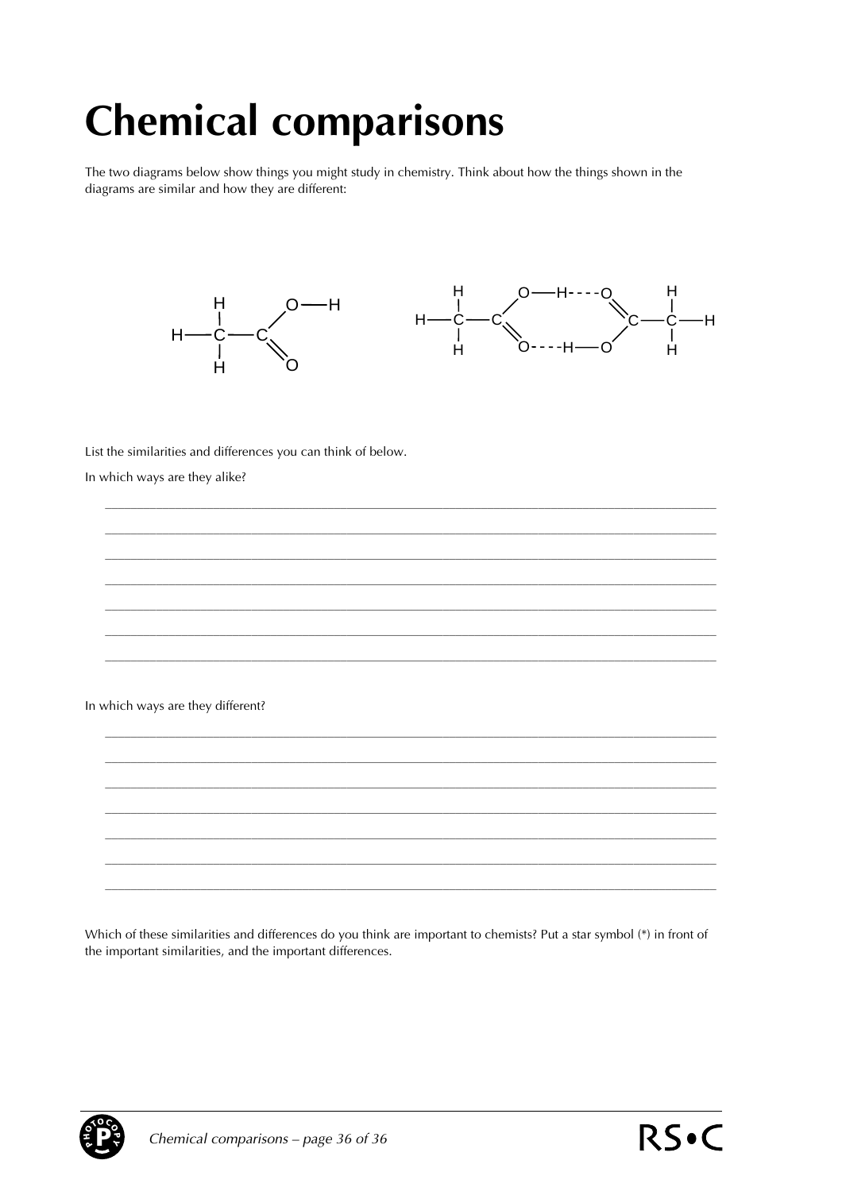# Chemical comparisons

The two diagrams below show things you might study in chemistry. Think about how the things shown in the diagrams are similar and how they are different:

List the similarities and differences you can think of below.

In which ways are they alike?

______________________________________________________________________________

______________________________________________________________________________

______________________________________________________________________________

______________________________________________________________________________

______________________________________________________________________________

______________________________________________________________________________

______________________________________________________________________________

In which ways are they different?

______________________________________________________________________________

______________________________________________________________________________

______________________________________________________________________________

______________________________________________________________________________

______________________________________________________________________________

______________________________________________________________________________

______________________________________________________________________________

Which of these similarities and differences do you think are important to chemists? Put a star symbol (*) in front of the important similarities, and the important differences.